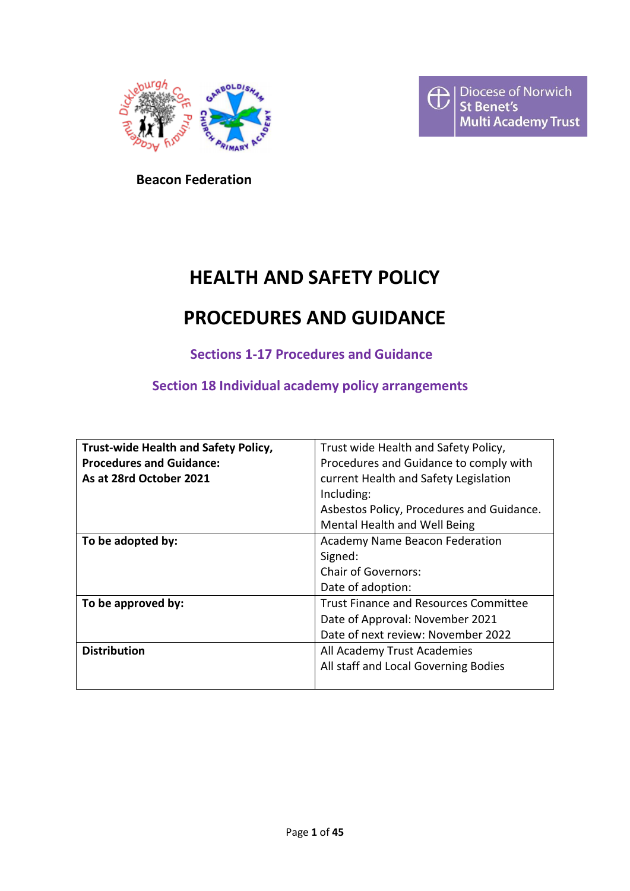Beacon Federation

Diocese of Norwich St Benet's Multi Academy Trust

# HEALTH AND SAFETY POLICY

# PROCEDURES AND GUIDANCE

## Sections 1-17 Procedures and Guidance

## Section 18 Individual academy policy arrangements

| **Trust-wide Health and Safety Policy, Procedures and Guidance: As at 28rd October 2021** | Trust wide Health and Safety Policy, Procedures and Guidance to comply with current Health and Safety Legislation Including: Asbestos Policy, Procedures and Guidance. Mental Health and Well Being |
|---|---|
| **To be adopted by:** | Academy Name Beacon Federation Signed: Chair of Governors: Date of adoption: |
| **To be approved by:** | Trust Finance and Resources Committee Date of Approval: November 2021 Date of next review: November 2022 |
| **Distribution** | All Academy Trust Academies All staff and Local Governing Bodies |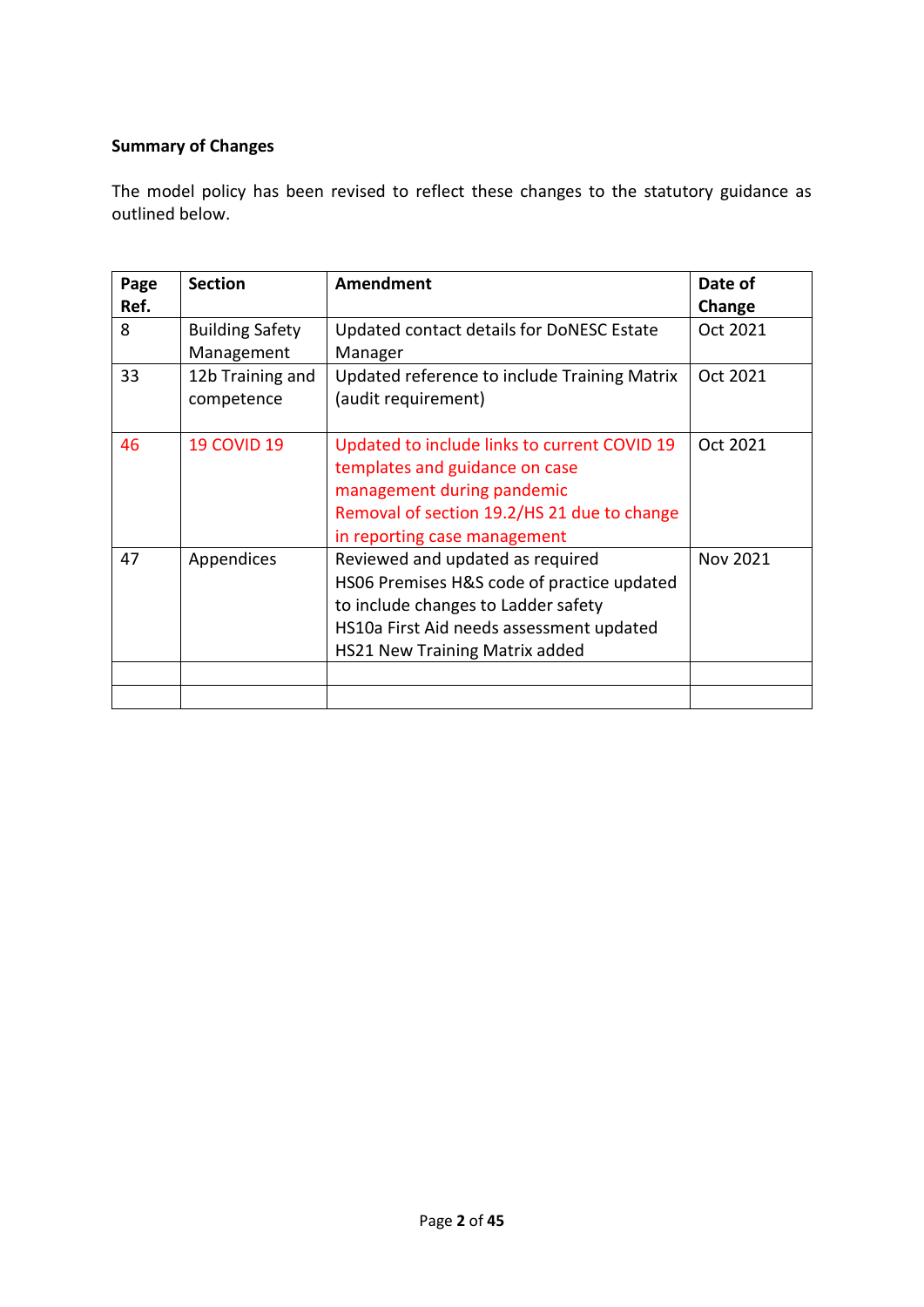**Summary of Changes**

The model policy has been revised to reflect these changes to the statutory guidance as outlined below.

| Page Ref. | Section | Amendment | Date of Change |
|---|---|---|---|
| 8 | Building Safety Management | Updated contact details for DoNESC Estate Manager | Oct 2021 |
| 33 | 12b Training and competence | Updated reference to include Training Matrix (audit requirement) | Oct 2021 |
| 46 | 19 COVID 19 | Updated to include links to current COVID 19 templates and guidance on case management during pandemic<br>Removal of section 19.2/HS 21 due to change in reporting case management | Oct 2021 |
| 47 | Appendices | Reviewed and updated as required<br>HS06 Premises H&S code of practice updated to include changes to Ladder safety<br>HS10a First Aid needs assessment updated<br>HS21 New Training Matrix added | Nov 2021 |
| | | | |
| | | | |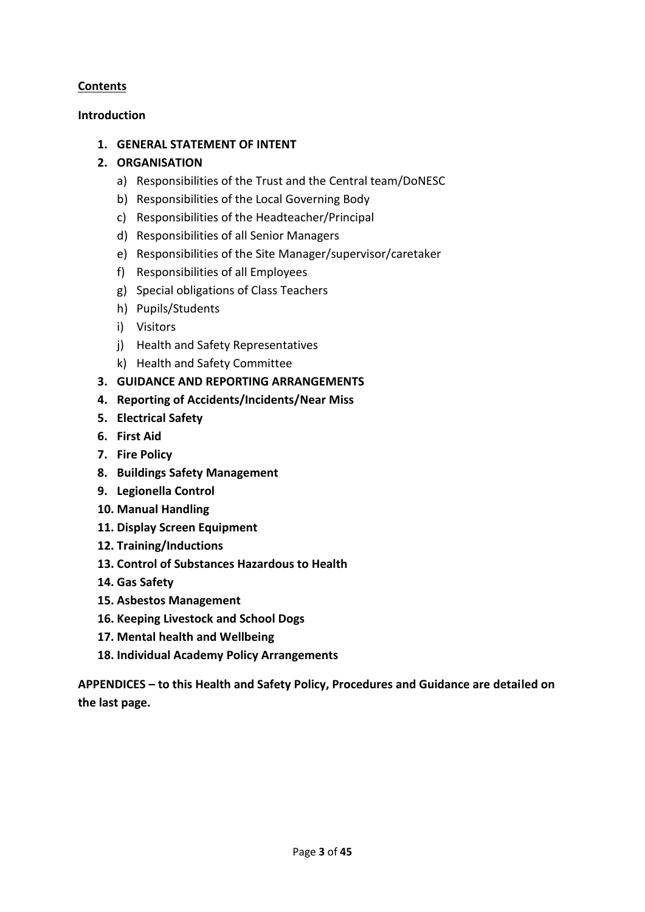**<u>Contents</u>**

**Introduction**

1. **GENERAL STATEMENT OF INTENT**
2. **ORGANISATION**
   a) Responsibilities of the Trust and the Central team/DoNESC
   b) Responsibilities of the Local Governing Body
   c) Responsibilities of the Headteacher/Principal
   d) Responsibilities of all Senior Managers
   e) Responsibilities of the Site Manager/supervisor/caretaker
   f) Responsibilities of all Employees
   g) Special obligations of Class Teachers
   h) Pupils/Students
   i) Visitors
   j) Health and Safety Representatives
   k) Health and Safety Committee
3. **GUIDANCE AND REPORTING ARRANGEMENTS**
4. **Reporting of Accidents/Incidents/Near Miss**
5. **Electrical Safety**
6. **First Aid**
7. **Fire Policy**
8. **Buildings Safety Management**
9. **Legionella Control**
10. **Manual Handling**
11. **Display Screen Equipment**
12. **Training/Inductions**
13. **Control of Substances Hazardous to Health**
14. **Gas Safety**
15. **Asbestos Management**
16. **Keeping Livestock and School Dogs**
17. **Mental health and Wellbeing**
18. **Individual Academy Policy Arrangements**

**APPENDICES – to this Health and Safety Policy, Procedures and Guidance are detailed on the last page.**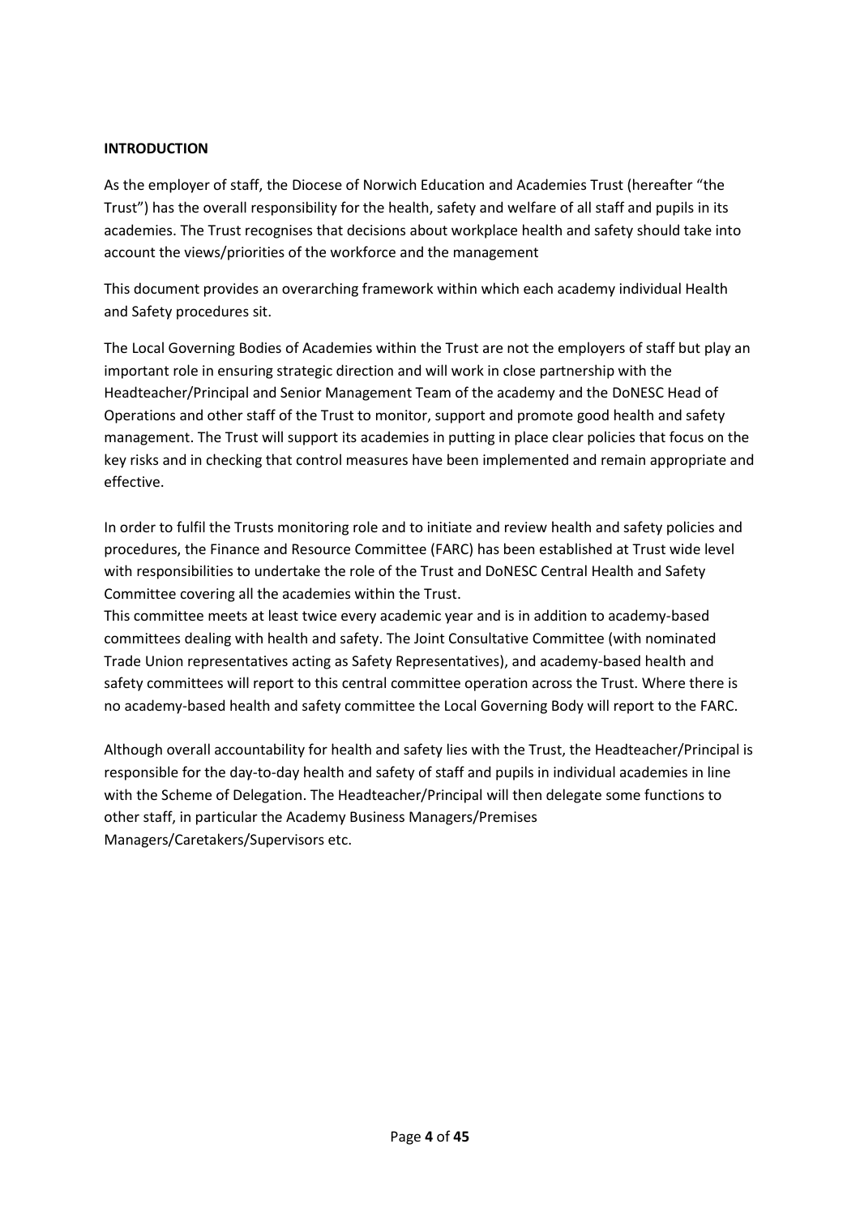**INTRODUCTION**

As the employer of staff, the Diocese of Norwich Education and Academies Trust (hereafter "the Trust") has the overall responsibility for the health, safety and welfare of all staff and pupils in its academies. The Trust recognises that decisions about workplace health and safety should take into account the views/priorities of the workforce and the management

This document provides an overarching framework within which each academy individual Health and Safety procedures sit.

The Local Governing Bodies of Academies within the Trust are not the employers of staff but play an important role in ensuring strategic direction and will work in close partnership with the Headteacher/Principal and Senior Management Team of the academy and the DoNESC Head of Operations and other staff of the Trust to monitor, support and promote good health and safety management. The Trust will support its academies in putting in place clear policies that focus on the key risks and in checking that control measures have been implemented and remain appropriate and effective.

In order to fulfil the Trusts monitoring role and to initiate and review health and safety policies and procedures, the Finance and Resource Committee (FARC) has been established at Trust wide level with responsibilities to undertake the role of the Trust and DoNESC Central Health and Safety Committee covering all the academies within the Trust.
This committee meets at least twice every academic year and is in addition to academy-based committees dealing with health and safety. The Joint Consultative Committee (with nominated Trade Union representatives acting as Safety Representatives), and academy-based health and safety committees will report to this central committee operation across the Trust. Where there is no academy-based health and safety committee the Local Governing Body will report to the FARC.

Although overall accountability for health and safety lies with the Trust, the Headteacher/Principal is responsible for the day-to-day health and safety of staff and pupils in individual academies in line with the Scheme of Delegation. The Headteacher/Principal will then delegate some functions to other staff, in particular the Academy Business Managers/Premises Managers/Caretakers/Supervisors etc.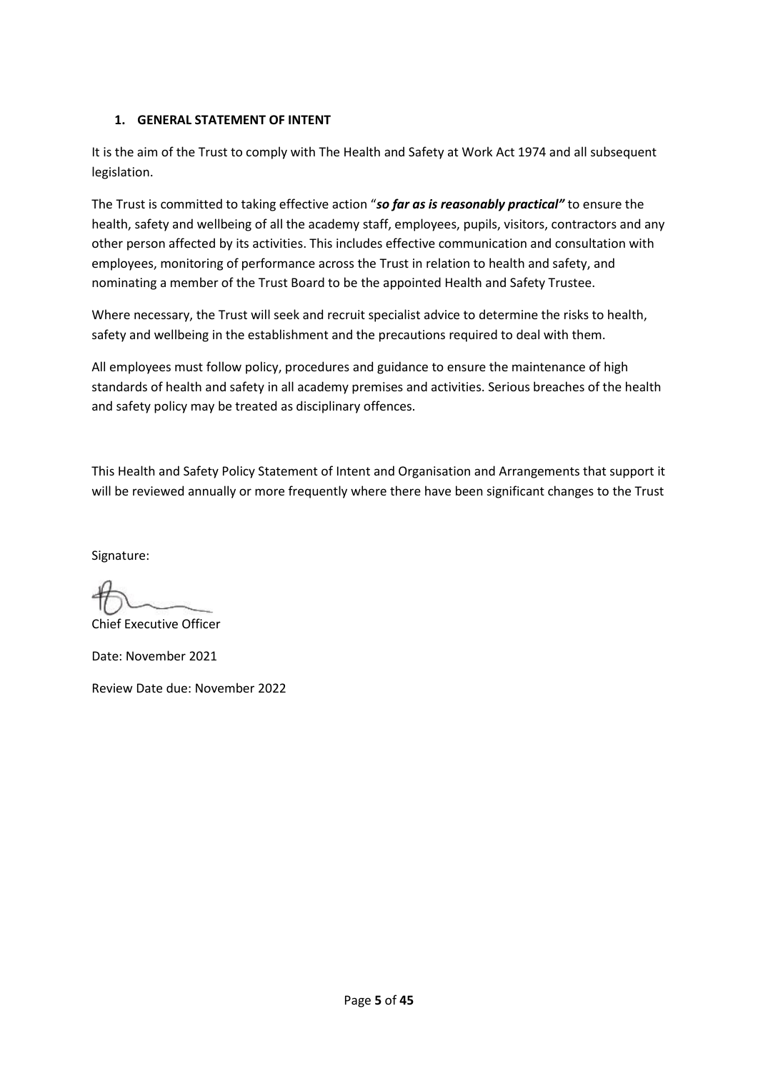## 1. GENERAL STATEMENT OF INTENT

It is the aim of the Trust to comply with The Health and Safety at Work Act 1974 and all subsequent legislation.

The Trust is committed to taking effective action "***so far as is reasonably practical"*** to ensure the health, safety and wellbeing of all the academy staff, employees, pupils, visitors, contractors and any other person affected by its activities. This includes effective communication and consultation with employees, monitoring of performance across the Trust in relation to health and safety, and nominating a member of the Trust Board to be the appointed Health and Safety Trustee.

Where necessary, the Trust will seek and recruit specialist advice to determine the risks to health, safety and wellbeing in the establishment and the precautions required to deal with them.

All employees must follow policy, procedures and guidance to ensure the maintenance of high standards of health and safety in all academy premises and activities. Serious breaches of the health and safety policy may be treated as disciplinary offences.

This Health and Safety Policy Statement of Intent and Organisation and Arrangements that support it will be reviewed annually or more frequently where there have been significant changes to the Trust

Signature:

Chief Executive Officer

Date: November 2021

Review Date due: November 2022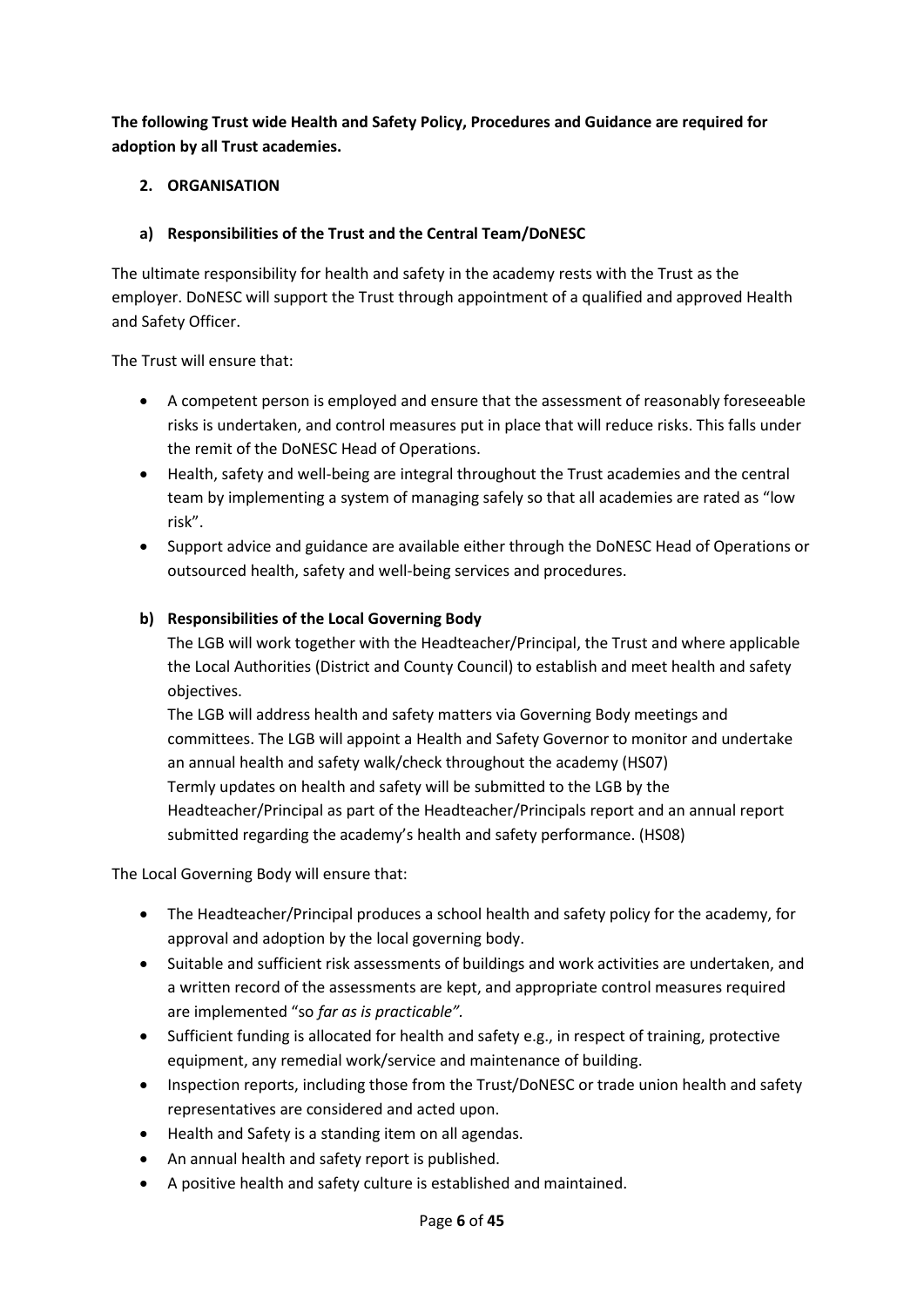**The following Trust wide Health and Safety Policy, Procedures and Guidance are required for adoption by all Trust academies.**

## 2. ORGANISATION

### a) Responsibilities of the Trust and the Central Team/DoNESC

The ultimate responsibility for health and safety in the academy rests with the Trust as the employer. DoNESC will support the Trust through appointment of a qualified and approved Health and Safety Officer.

The Trust will ensure that:

- A competent person is employed and ensure that the assessment of reasonably foreseeable risks is undertaken, and control measures put in place that will reduce risks. This falls under the remit of the DoNESC Head of Operations.
- Health, safety and well-being are integral throughout the Trust academies and the central team by implementing a system of managing safely so that all academies are rated as "low risk".
- Support advice and guidance are available either through the DoNESC Head of Operations or outsourced health, safety and well-being services and procedures.

### b) Responsibilities of the Local Governing Body

The LGB will work together with the Headteacher/Principal, the Trust and where applicable the Local Authorities (District and County Council) to establish and meet health and safety objectives.

The LGB will address health and safety matters via Governing Body meetings and committees. The LGB will appoint a Health and Safety Governor to monitor and undertake an annual health and safety walk/check throughout the academy (HS07)

Termly updates on health and safety will be submitted to the LGB by the Headteacher/Principal as part of the Headteacher/Principals report and an annual report submitted regarding the academy's health and safety performance. (HS08)

The Local Governing Body will ensure that:

- The Headteacher/Principal produces a school health and safety policy for the academy, for approval and adoption by the local governing body.
- Suitable and sufficient risk assessments of buildings and work activities are undertaken, and a written record of the assessments are kept, and appropriate control measures required are implemented "so *far as is practicable".*
- Sufficient funding is allocated for health and safety e.g., in respect of training, protective equipment, any remedial work/service and maintenance of building.
- Inspection reports, including those from the Trust/DoNESC or trade union health and safety representatives are considered and acted upon.
- Health and Safety is a standing item on all agendas.
- An annual health and safety report is published.
- A positive health and safety culture is established and maintained.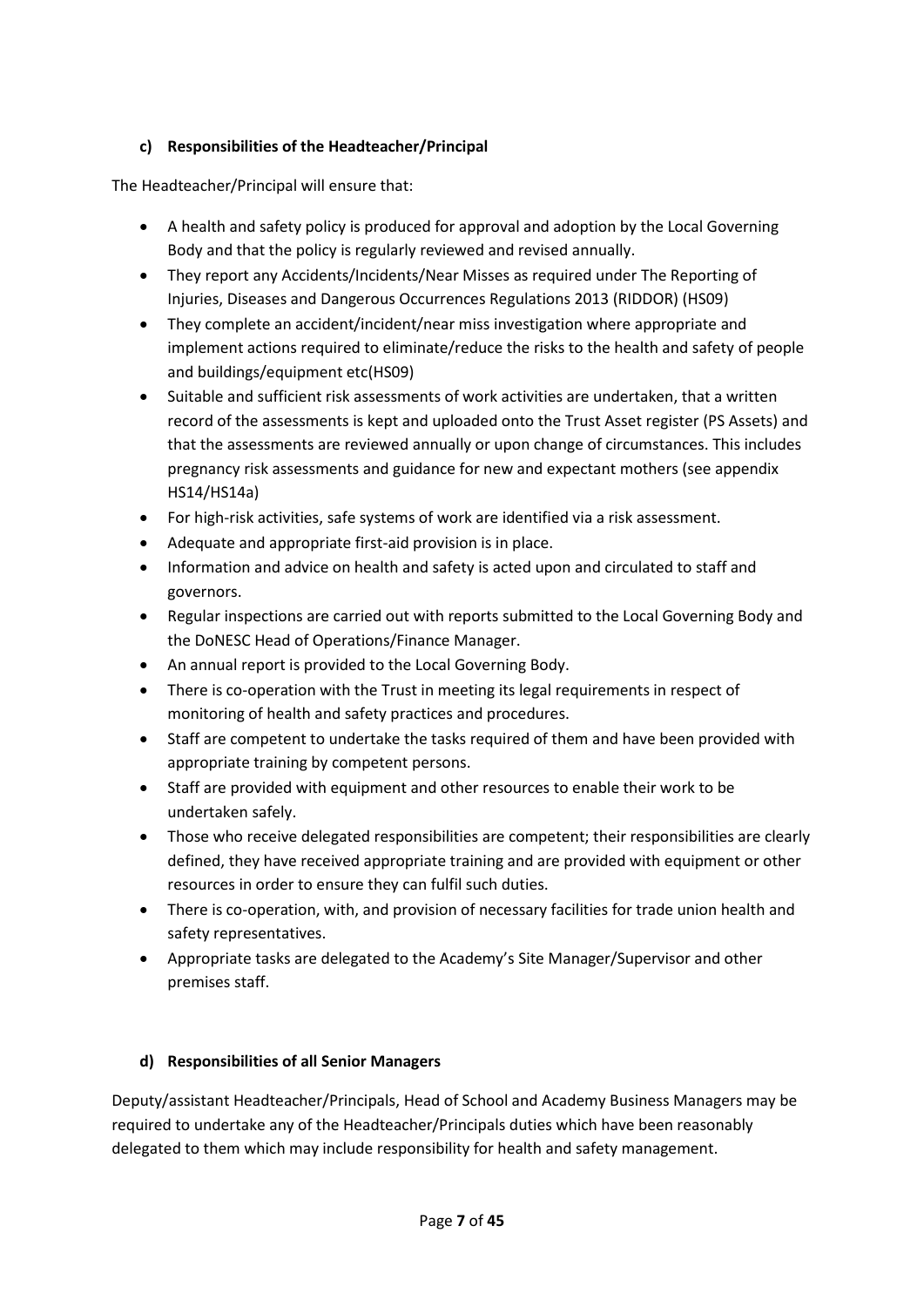#### c) Responsibilities of the Headteacher/Principal

The Headteacher/Principal will ensure that:

- A health and safety policy is produced for approval and adoption by the Local Governing Body and that the policy is regularly reviewed and revised annually.
- They report any Accidents/Incidents/Near Misses as required under The Reporting of Injuries, Diseases and Dangerous Occurrences Regulations 2013 (RIDDOR) (HS09)
- They complete an accident/incident/near miss investigation where appropriate and implement actions required to eliminate/reduce the risks to the health and safety of people and buildings/equipment etc(HS09)
- Suitable and sufficient risk assessments of work activities are undertaken, that a written record of the assessments is kept and uploaded onto the Trust Asset register (PS Assets) and that the assessments are reviewed annually or upon change of circumstances. This includes pregnancy risk assessments and guidance for new and expectant mothers (see appendix HS14/HS14a)
- For high-risk activities, safe systems of work are identified via a risk assessment.
- Adequate and appropriate first-aid provision is in place.
- Information and advice on health and safety is acted upon and circulated to staff and governors.
- Regular inspections are carried out with reports submitted to the Local Governing Body and the DoNESC Head of Operations/Finance Manager.
- An annual report is provided to the Local Governing Body.
- There is co-operation with the Trust in meeting its legal requirements in respect of monitoring of health and safety practices and procedures.
- Staff are competent to undertake the tasks required of them and have been provided with appropriate training by competent persons.
- Staff are provided with equipment and other resources to enable their work to be undertaken safely.
- Those who receive delegated responsibilities are competent; their responsibilities are clearly defined, they have received appropriate training and are provided with equipment or other resources in order to ensure they can fulfil such duties.
- There is co-operation, with, and provision of necessary facilities for trade union health and safety representatives.
- Appropriate tasks are delegated to the Academy's Site Manager/Supervisor and other premises staff.

#### d) Responsibilities of all Senior Managers

Deputy/assistant Headteacher/Principals, Head of School and Academy Business Managers may be required to undertake any of the Headteacher/Principals duties which have been reasonably delegated to them which may include responsibility for health and safety management.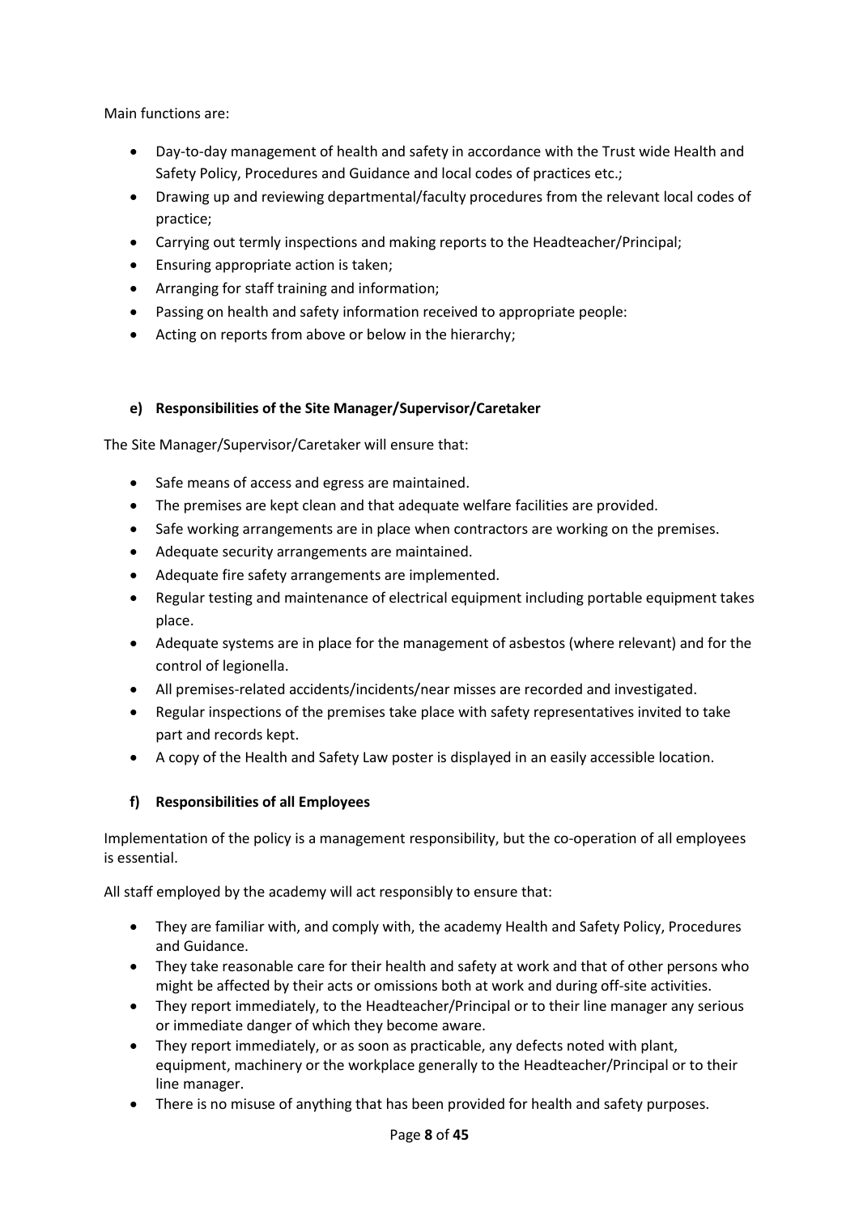Main functions are:

- Day-to-day management of health and safety in accordance with the Trust wide Health and Safety Policy, Procedures and Guidance and local codes of practices etc.;
- Drawing up and reviewing departmental/faculty procedures from the relevant local codes of practice;
- Carrying out termly inspections and making reports to the Headteacher/Principal;
- Ensuring appropriate action is taken;
- Arranging for staff training and information;
- Passing on health and safety information received to appropriate people:
- Acting on reports from above or below in the hierarchy;

#### e) Responsibilities of the Site Manager/Supervisor/Caretaker

The Site Manager/Supervisor/Caretaker will ensure that:

- Safe means of access and egress are maintained.
- The premises are kept clean and that adequate welfare facilities are provided.
- Safe working arrangements are in place when contractors are working on the premises.
- Adequate security arrangements are maintained.
- Adequate fire safety arrangements are implemented.
- Regular testing and maintenance of electrical equipment including portable equipment takes place.
- Adequate systems are in place for the management of asbestos (where relevant) and for the control of legionella.
- All premises-related accidents/incidents/near misses are recorded and investigated.
- Regular inspections of the premises take place with safety representatives invited to take part and records kept.
- A copy of the Health and Safety Law poster is displayed in an easily accessible location.

#### f) Responsibilities of all Employees

Implementation of the policy is a management responsibility, but the co-operation of all employees is essential.

All staff employed by the academy will act responsibly to ensure that:

- They are familiar with, and comply with, the academy Health and Safety Policy, Procedures and Guidance.
- They take reasonable care for their health and safety at work and that of other persons who might be affected by their acts or omissions both at work and during off-site activities.
- They report immediately, to the Headteacher/Principal or to their line manager any serious or immediate danger of which they become aware.
- They report immediately, or as soon as practicable, any defects noted with plant, equipment, machinery or the workplace generally to the Headteacher/Principal or to their line manager.
- There is no misuse of anything that has been provided for health and safety purposes.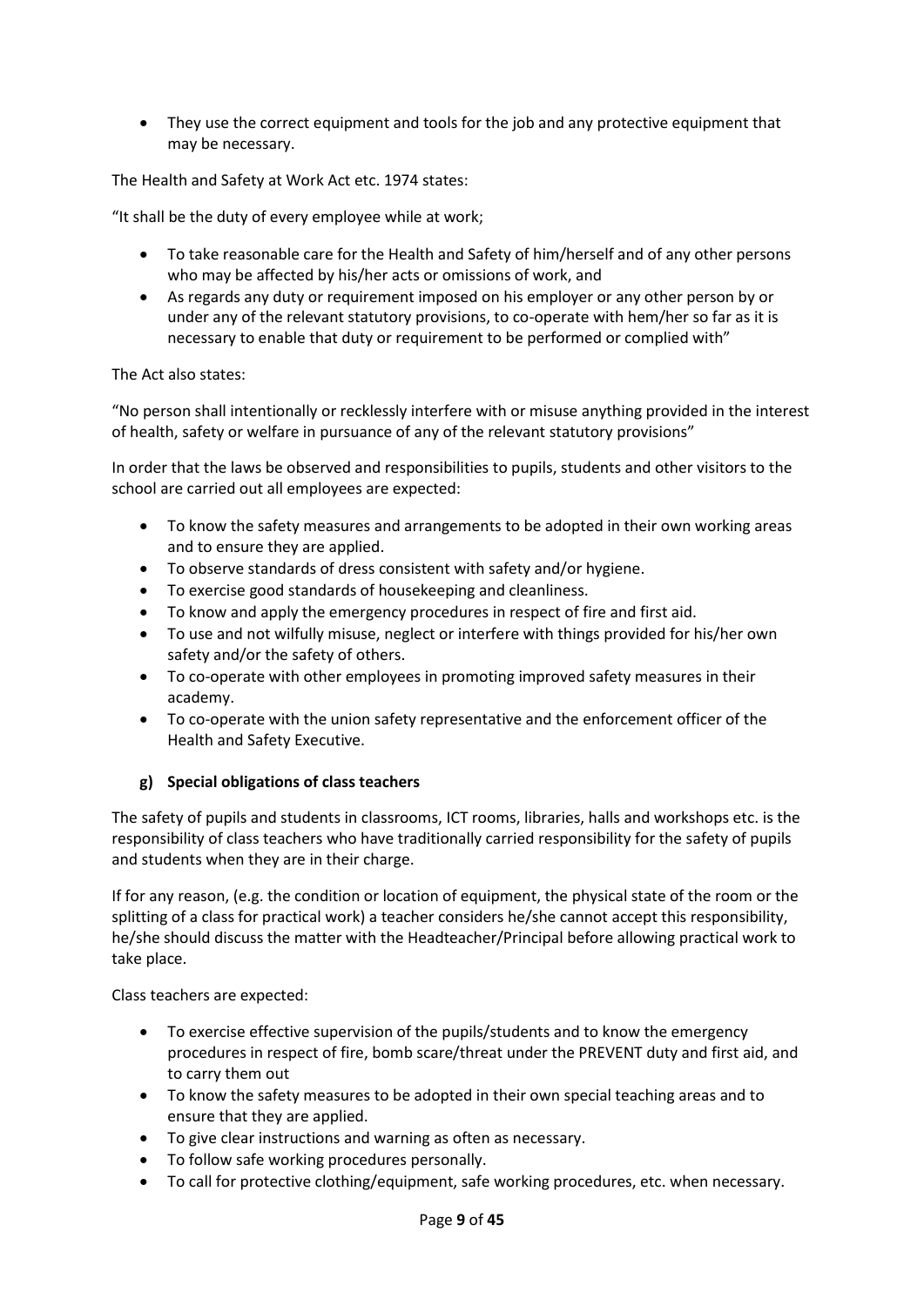- They use the correct equipment and tools for the job and any protective equipment that may be necessary.

The Health and Safety at Work Act etc. 1974 states:

"It shall be the duty of every employee while at work;

- To take reasonable care for the Health and Safety of him/herself and of any other persons who may be affected by his/her acts or omissions of work, and
- As regards any duty or requirement imposed on his employer or any other person by or under any of the relevant statutory provisions, to co-operate with hem/her so far as it is necessary to enable that duty or requirement to be performed or complied with"

The Act also states:

"No person shall intentionally or recklessly interfere with or misuse anything provided in the interest of health, safety or welfare in pursuance of any of the relevant statutory provisions"

In order that the laws be observed and responsibilities to pupils, students and other visitors to the school are carried out all employees are expected:

- To know the safety measures and arrangements to be adopted in their own working areas and to ensure they are applied.
- To observe standards of dress consistent with safety and/or hygiene.
- To exercise good standards of housekeeping and cleanliness.
- To know and apply the emergency procedures in respect of fire and first aid.
- To use and not wilfully misuse, neglect or interfere with things provided for his/her own safety and/or the safety of others.
- To co-operate with other employees in promoting improved safety measures in their academy.
- To co-operate with the union safety representative and the enforcement officer of the Health and Safety Executive.

#### g) Special obligations of class teachers

The safety of pupils and students in classrooms, ICT rooms, libraries, halls and workshops etc. is the responsibility of class teachers who have traditionally carried responsibility for the safety of pupils and students when they are in their charge.

If for any reason, (e.g. the condition or location of equipment, the physical state of the room or the splitting of a class for practical work) a teacher considers he/she cannot accept this responsibility, he/she should discuss the matter with the Headteacher/Principal before allowing practical work to take place.

Class teachers are expected:

- To exercise effective supervision of the pupils/students and to know the emergency procedures in respect of fire, bomb scare/threat under the PREVENT duty and first aid, and to carry them out
- To know the safety measures to be adopted in their own special teaching areas and to ensure that they are applied.
- To give clear instructions and warning as often as necessary.
- To follow safe working procedures personally.
- To call for protective clothing/equipment, safe working procedures, etc. when necessary.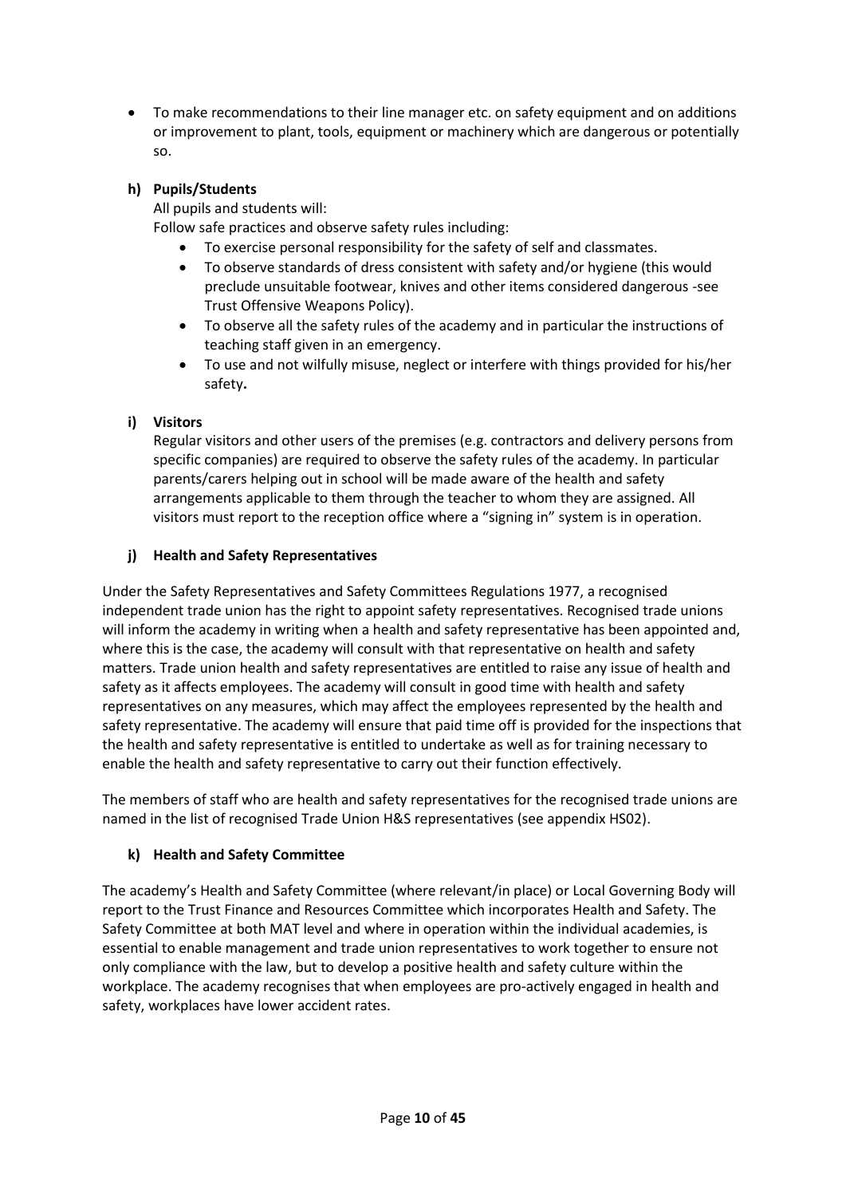- To make recommendations to their line manager etc. on safety equipment and on additions or improvement to plant, tools, equipment or machinery which are dangerous or potentially so.

**h) Pupils/Students**

All pupils and students will:

Follow safe practices and observe safety rules including:

- To exercise personal responsibility for the safety of self and classmates.
- To observe standards of dress consistent with safety and/or hygiene (this would preclude unsuitable footwear, knives and other items considered dangerous -see Trust Offensive Weapons Policy).
- To observe all the safety rules of the academy and in particular the instructions of teaching staff given in an emergency.
- To use and not wilfully misuse, neglect or interfere with things provided for his/her safety**.**

**i) Visitors**

Regular visitors and other users of the premises (e.g. contractors and delivery persons from specific companies) are required to observe the safety rules of the academy. In particular parents/carers helping out in school will be made aware of the health and safety arrangements applicable to them through the teacher to whom they are assigned. All visitors must report to the reception office where a "signing in" system is in operation.

**j) Health and Safety Representatives**

Under the Safety Representatives and Safety Committees Regulations 1977, a recognised independent trade union has the right to appoint safety representatives. Recognised trade unions will inform the academy in writing when a health and safety representative has been appointed and, where this is the case, the academy will consult with that representative on health and safety matters. Trade union health and safety representatives are entitled to raise any issue of health and safety as it affects employees. The academy will consult in good time with health and safety representatives on any measures, which may affect the employees represented by the health and safety representative. The academy will ensure that paid time off is provided for the inspections that the health and safety representative is entitled to undertake as well as for training necessary to enable the health and safety representative to carry out their function effectively.

The members of staff who are health and safety representatives for the recognised trade unions are named in the list of recognised Trade Union H&S representatives (see appendix HS02).

**k) Health and Safety Committee**

The academy's Health and Safety Committee (where relevant/in place) or Local Governing Body will report to the Trust Finance and Resources Committee which incorporates Health and Safety. The Safety Committee at both MAT level and where in operation within the individual academies, is essential to enable management and trade union representatives to work together to ensure not only compliance with the law, but to develop a positive health and safety culture within the workplace. The academy recognises that when employees are pro-actively engaged in health and safety, workplaces have lower accident rates.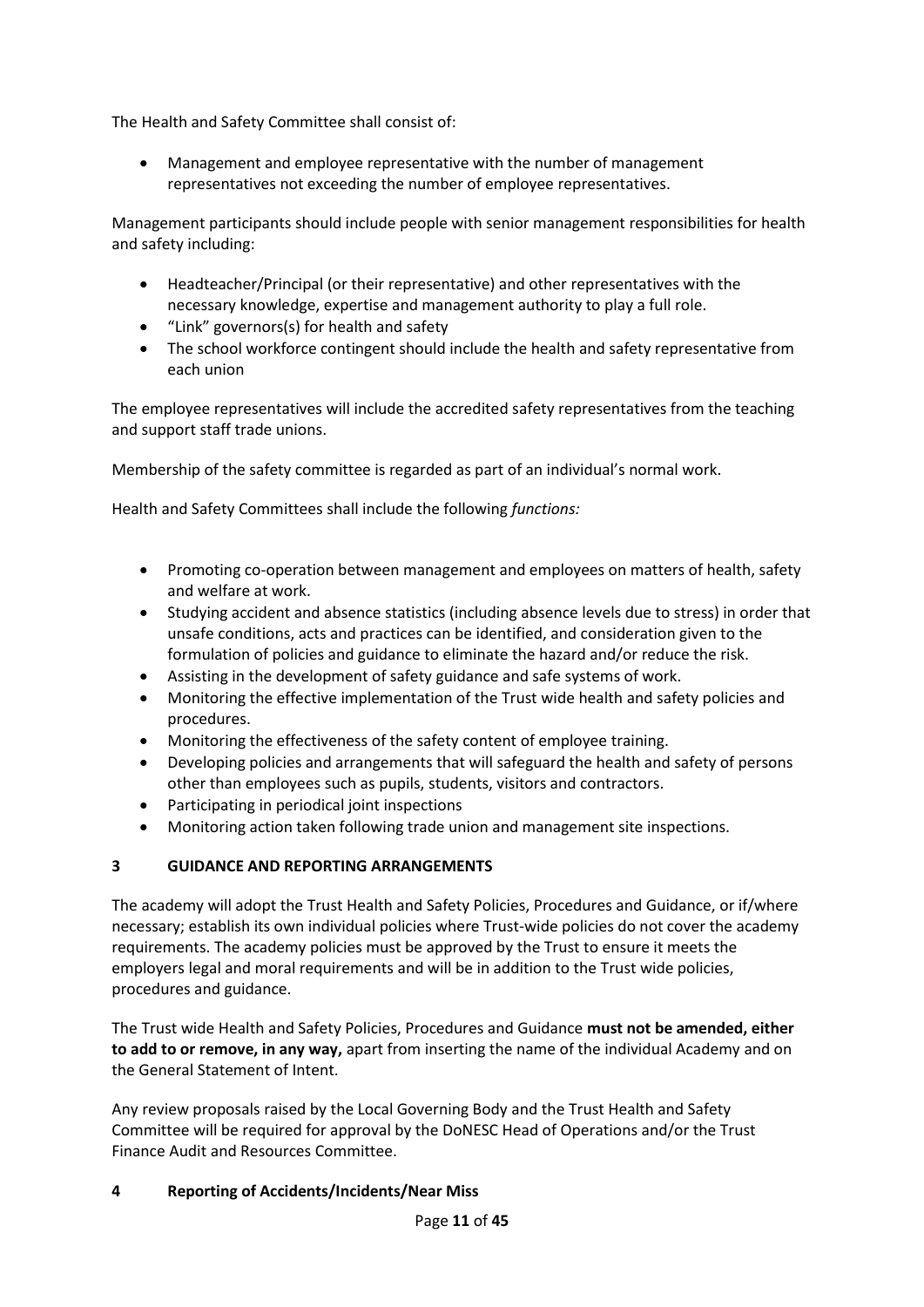The Health and Safety Committee shall consist of:

- Management and employee representative with the number of management representatives not exceeding the number of employee representatives.

Management participants should include people with senior management responsibilities for health and safety including:

- Headteacher/Principal (or their representative) and other representatives with the necessary knowledge, expertise and management authority to play a full role.
- "Link" governors(s) for health and safety
- The school workforce contingent should include the health and safety representative from each union

The employee representatives will include the accredited safety representatives from the teaching and support staff trade unions.

Membership of the safety committee is regarded as part of an individual's normal work.

Health and Safety Committees shall include the following *functions:*

- Promoting co-operation between management and employees on matters of health, safety and welfare at work.
- Studying accident and absence statistics (including absence levels due to stress) in order that unsafe conditions, acts and practices can be identified, and consideration given to the formulation of policies and guidance to eliminate the hazard and/or reduce the risk.
- Assisting in the development of safety guidance and safe systems of work.
- Monitoring the effective implementation of the Trust wide health and safety policies and procedures.
- Monitoring the effectiveness of the safety content of employee training.
- Developing policies and arrangements that will safeguard the health and safety of persons other than employees such as pupils, students, visitors and contractors.
- Participating in periodical joint inspections
- Monitoring action taken following trade union and management site inspections.

## 3 GUIDANCE AND REPORTING ARRANGEMENTS

The academy will adopt the Trust Health and Safety Policies, Procedures and Guidance, or if/where necessary; establish its own individual policies where Trust-wide policies do not cover the academy requirements. The academy policies must be approved by the Trust to ensure it meets the employers legal and moral requirements and will be in addition to the Trust wide policies, procedures and guidance.

The Trust wide Health and Safety Policies, Procedures and Guidance **must not be amended, either to add to or remove, in any way,** apart from inserting the name of the individual Academy and on the General Statement of Intent.

Any review proposals raised by the Local Governing Body and the Trust Health and Safety Committee will be required for approval by the DoNESC Head of Operations and/or the Trust Finance Audit and Resources Committee.

## 4 Reporting of Accidents/Incidents/Near Miss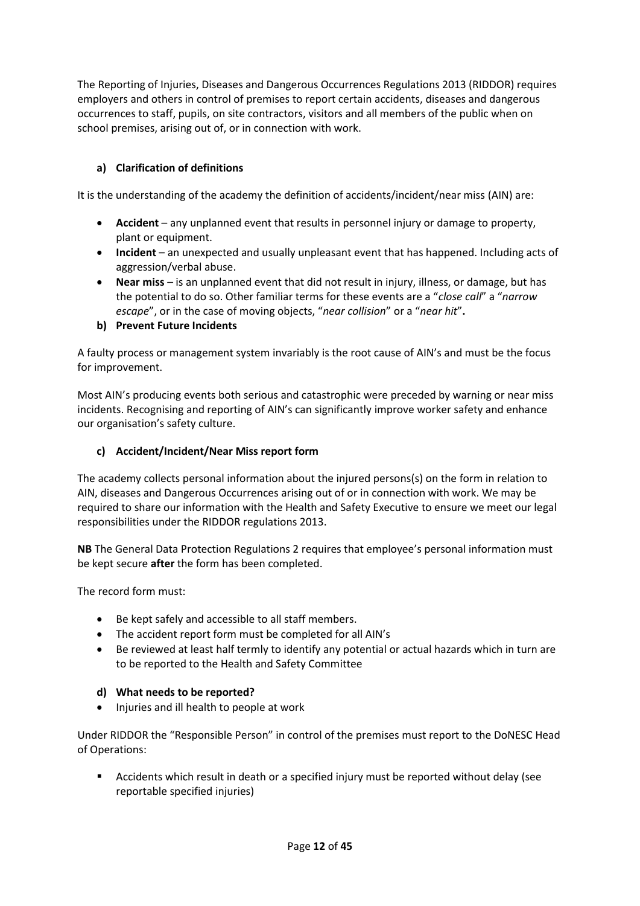The Reporting of Injuries, Diseases and Dangerous Occurrences Regulations 2013 (RIDDOR) requires employers and others in control of premises to report certain accidents, diseases and dangerous occurrences to staff, pupils, on site contractors, visitors and all members of the public when on school premises, arising out of, or in connection with work.

#### a) Clarification of definitions

It is the understanding of the academy the definition of accidents/incident/near miss (AIN) are:

- **Accident** – any unplanned event that results in personnel injury or damage to property, plant or equipment.
- **Incident** – an unexpected and usually unpleasant event that has happened. Including acts of aggression/verbal abuse.
- **Near miss** – is an unplanned event that did not result in injury, illness, or damage, but has the potential to do so. Other familiar terms for these events are a "*close call*" a "*narrow escape*", or in the case of moving objects, "*near collision*" or a "*near hit*"**.**

#### b) Prevent Future Incidents

A faulty process or management system invariably is the root cause of AIN's and must be the focus for improvement.

Most AIN's producing events both serious and catastrophic were preceded by warning or near miss incidents. Recognising and reporting of AIN's can significantly improve worker safety and enhance our organisation's safety culture.

#### c) Accident/Incident/Near Miss report form

The academy collects personal information about the injured persons(s) on the form in relation to AIN, diseases and Dangerous Occurrences arising out of or in connection with work. We may be required to share our information with the Health and Safety Executive to ensure we meet our legal responsibilities under the RIDDOR regulations 2013.

**NB** The General Data Protection Regulations 2 requires that employee's personal information must be kept secure **after** the form has been completed.

The record form must:

- Be kept safely and accessible to all staff members.
- The accident report form must be completed for all AIN's
- Be reviewed at least half termly to identify any potential or actual hazards which in turn are to be reported to the Health and Safety Committee

#### d) What needs to be reported?

- Injuries and ill health to people at work

Under RIDDOR the "Responsible Person" in control of the premises must report to the DoNESC Head of Operations:

- Accidents which result in death or a specified injury must be reported without delay (see reportable specified injuries)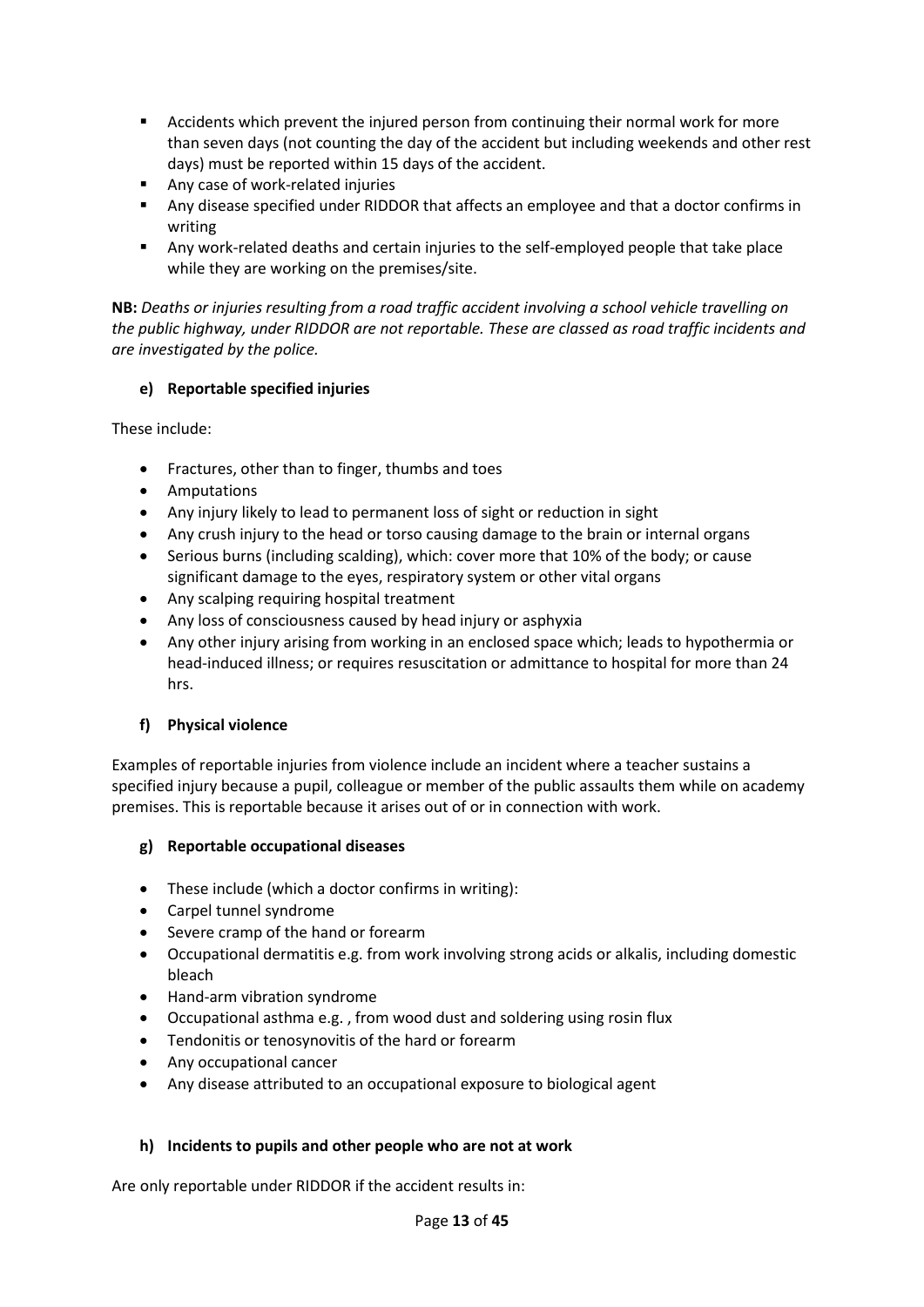- Accidents which prevent the injured person from continuing their normal work for more than seven days (not counting the day of the accident but including weekends and other rest days) must be reported within 15 days of the accident.
- Any case of work-related injuries
- Any disease specified under RIDDOR that affects an employee and that a doctor confirms in writing
- Any work-related deaths and certain injuries to the self-employed people that take place while they are working on the premises/site.

**NB:** *Deaths or injuries resulting from a road traffic accident involving a school vehicle travelling on the public highway, under RIDDOR are not reportable. These are classed as road traffic incidents and are investigated by the police.*

#### e) Reportable specified injuries

These include:

- Fractures, other than to finger, thumbs and toes
- Amputations
- Any injury likely to lead to permanent loss of sight or reduction in sight
- Any crush injury to the head or torso causing damage to the brain or internal organs
- Serious burns (including scalding), which: cover more that 10% of the body; or cause significant damage to the eyes, respiratory system or other vital organs
- Any scalping requiring hospital treatment
- Any loss of consciousness caused by head injury or asphyxia
- Any other injury arising from working in an enclosed space which; leads to hypothermia or head-induced illness; or requires resuscitation or admittance to hospital for more than 24 hrs.

#### f) Physical violence

Examples of reportable injuries from violence include an incident where a teacher sustains a specified injury because a pupil, colleague or member of the public assaults them while on academy premises. This is reportable because it arises out of or in connection with work.

#### g) Reportable occupational diseases

- These include (which a doctor confirms in writing):
- Carpel tunnel syndrome
- Severe cramp of the hand or forearm
- Occupational dermatitis e.g. from work involving strong acids or alkalis, including domestic bleach
- Hand-arm vibration syndrome
- Occupational asthma e.g. , from wood dust and soldering using rosin flux
- Tendonitis or tenosynovitis of the hard or forearm
- Any occupational cancer
- Any disease attributed to an occupational exposure to biological agent

#### h) Incidents to pupils and other people who are not at work

Are only reportable under RIDDOR if the accident results in: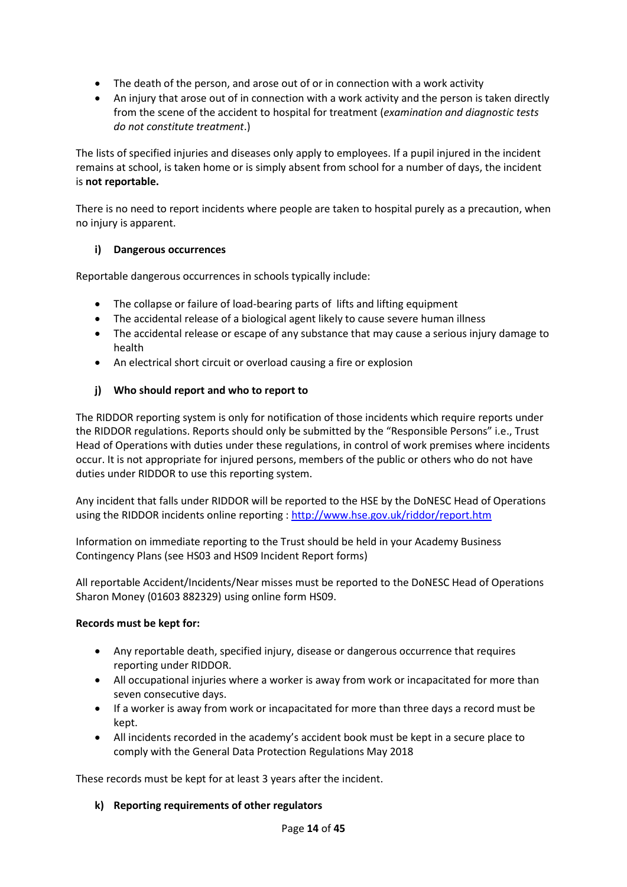- The death of the person, and arose out of or in connection with a work activity
- An injury that arose out of in connection with a work activity and the person is taken directly from the scene of the accident to hospital for treatment (*examination and diagnostic tests do not constitute treatment*.)

The lists of specified injuries and diseases only apply to employees. If a pupil injured in the incident remains at school, is taken home or is simply absent from school for a number of days, the incident is **not reportable.**

There is no need to report incidents where people are taken to hospital purely as a precaution, when no injury is apparent.

### i) Dangerous occurrences

Reportable dangerous occurrences in schools typically include:

- The collapse or failure of load-bearing parts of  lifts and lifting equipment
- The accidental release of a biological agent likely to cause severe human illness
- The accidental release or escape of any substance that may cause a serious injury damage to health
- An electrical short circuit or overload causing a fire or explosion

### j) Who should report and who to report to

The RIDDOR reporting system is only for notification of those incidents which require reports under the RIDDOR regulations. Reports should only be submitted by the "Responsible Persons" i.e., Trust Head of Operations with duties under these regulations, in control of work premises where incidents occur. It is not appropriate for injured persons, members of the public or others who do not have duties under RIDDOR to use this reporting system.

Any incident that falls under RIDDOR will be reported to the HSE by the DoNESC Head of Operations using the RIDDOR incidents online reporting : [http://www.hse.gov.uk/riddor/report.htm](http://www.hse.gov.uk/riddor/report.htm)

Information on immediate reporting to the Trust should be held in your Academy Business Contingency Plans (see HS03 and HS09 Incident Report forms)

All reportable Accident/Incidents/Near misses must be reported to the DoNESC Head of Operations Sharon Money (01603 882329) using online form HS09.

**Records must be kept for:**

- Any reportable death, specified injury, disease or dangerous occurrence that requires reporting under RIDDOR.
- All occupational injuries where a worker is away from work or incapacitated for more than seven consecutive days.
- If a worker is away from work or incapacitated for more than three days a record must be kept.
- All incidents recorded in the academy's accident book must be kept in a secure place to comply with the General Data Protection Regulations May 2018

These records must be kept for at least 3 years after the incident.

### k) Reporting requirements of other regulators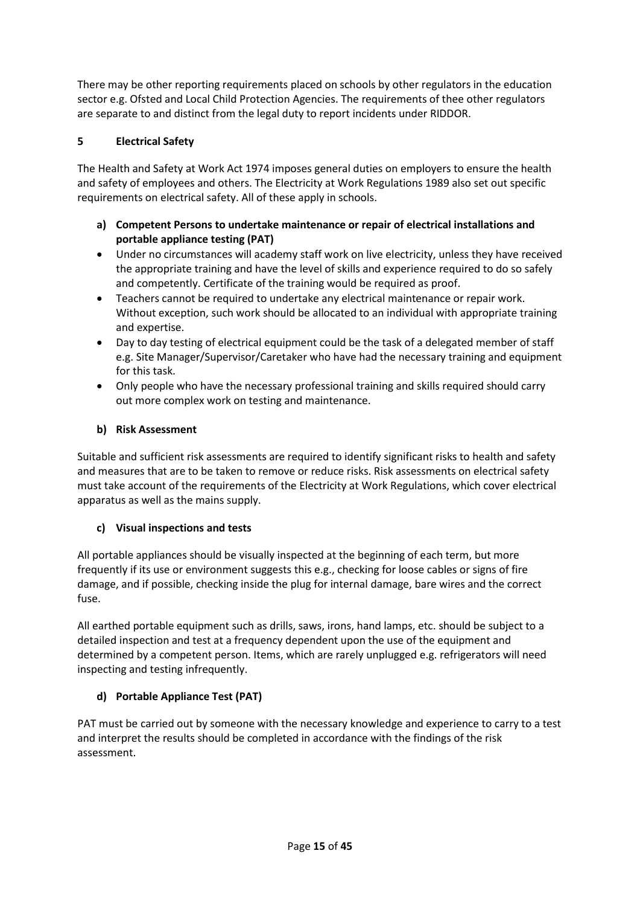There may be other reporting requirements placed on schools by other regulators in the education sector e.g. Ofsted and Local Child Protection Agencies. The requirements of thee other regulators are separate to and distinct from the legal duty to report incidents under RIDDOR.

## 5 Electrical Safety

The Health and Safety at Work Act 1974 imposes general duties on employers to ensure the health and safety of employees and others. The Electricity at Work Regulations 1989 also set out specific requirements on electrical safety. All of these apply in schools.

### a) Competent Persons to undertake maintenance or repair of electrical installations and portable appliance testing (PAT)

- Under no circumstances will academy staff work on live electricity, unless they have received the appropriate training and have the level of skills and experience required to do so safely and competently. Certificate of the training would be required as proof.
- Teachers cannot be required to undertake any electrical maintenance or repair work. Without exception, such work should be allocated to an individual with appropriate training and expertise.
- Day to day testing of electrical equipment could be the task of a delegated member of staff e.g. Site Manager/Supervisor/Caretaker who have had the necessary training and equipment for this task.
- Only people who have the necessary professional training and skills required should carry out more complex work on testing and maintenance.

### b) Risk Assessment

Suitable and sufficient risk assessments are required to identify significant risks to health and safety and measures that are to be taken to remove or reduce risks. Risk assessments on electrical safety must take account of the requirements of the Electricity at Work Regulations, which cover electrical apparatus as well as the mains supply.

### c) Visual inspections and tests

All portable appliances should be visually inspected at the beginning of each term, but more frequently if its use or environment suggests this e.g., checking for loose cables or signs of fire damage, and if possible, checking inside the plug for internal damage, bare wires and the correct fuse.

All earthed portable equipment such as drills, saws, irons, hand lamps, etc. should be subject to a detailed inspection and test at a frequency dependent upon the use of the equipment and determined by a competent person. Items, which are rarely unplugged e.g. refrigerators will need inspecting and testing infrequently.

### d) Portable Appliance Test (PAT)

PAT must be carried out by someone with the necessary knowledge and experience to carry to a test and interpret the results should be completed in accordance with the findings of the risk assessment.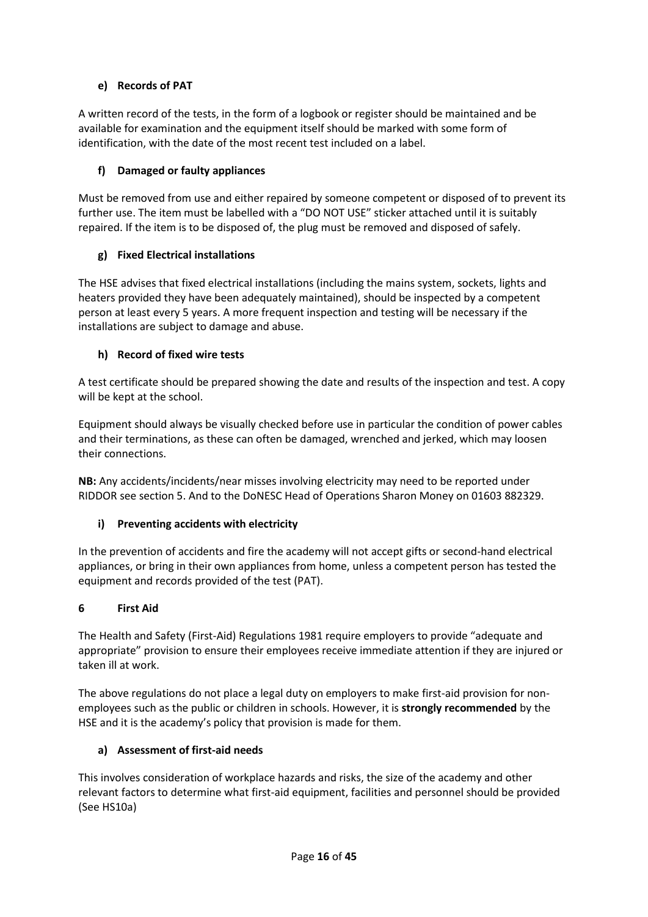### e) Records of PAT

A written record of the tests, in the form of a logbook or register should be maintained and be available for examination and the equipment itself should be marked with some form of identification, with the date of the most recent test included on a label.

### f) Damaged or faulty appliances

Must be removed from use and either repaired by someone competent or disposed of to prevent its further use. The item must be labelled with a "DO NOT USE" sticker attached until it is suitably repaired. If the item is to be disposed of, the plug must be removed and disposed of safely.

### g) Fixed Electrical installations

The HSE advises that fixed electrical installations (including the mains system, sockets, lights and heaters provided they have been adequately maintained), should be inspected by a competent person at least every 5 years. A more frequent inspection and testing will be necessary if the installations are subject to damage and abuse.

### h) Record of fixed wire tests

A test certificate should be prepared showing the date and results of the inspection and test. A copy will be kept at the school.

Equipment should always be visually checked before use in particular the condition of power cables and their terminations, as these can often be damaged, wrenched and jerked, which may loosen their connections.

**NB:** Any accidents/incidents/near misses involving electricity may need to be reported under RIDDOR see section 5. And to the DoNESC Head of Operations Sharon Money on 01603 882329.

### i) Preventing accidents with electricity

In the prevention of accidents and fire the academy will not accept gifts or second-hand electrical appliances, or bring in their own appliances from home, unless a competent person has tested the equipment and records provided of the test (PAT).

## 6 First Aid

The Health and Safety (First-Aid) Regulations 1981 require employers to provide "adequate and appropriate" provision to ensure their employees receive immediate attention if they are injured or taken ill at work.

The above regulations do not place a legal duty on employers to make first-aid provision for non-employees such as the public or children in schools. However, it is **strongly recommended** by the HSE and it is the academy's policy that provision is made for them.

### a) Assessment of first-aid needs

This involves consideration of workplace hazards and risks, the size of the academy and other relevant factors to determine what first-aid equipment, facilities and personnel should be provided (See HS10a)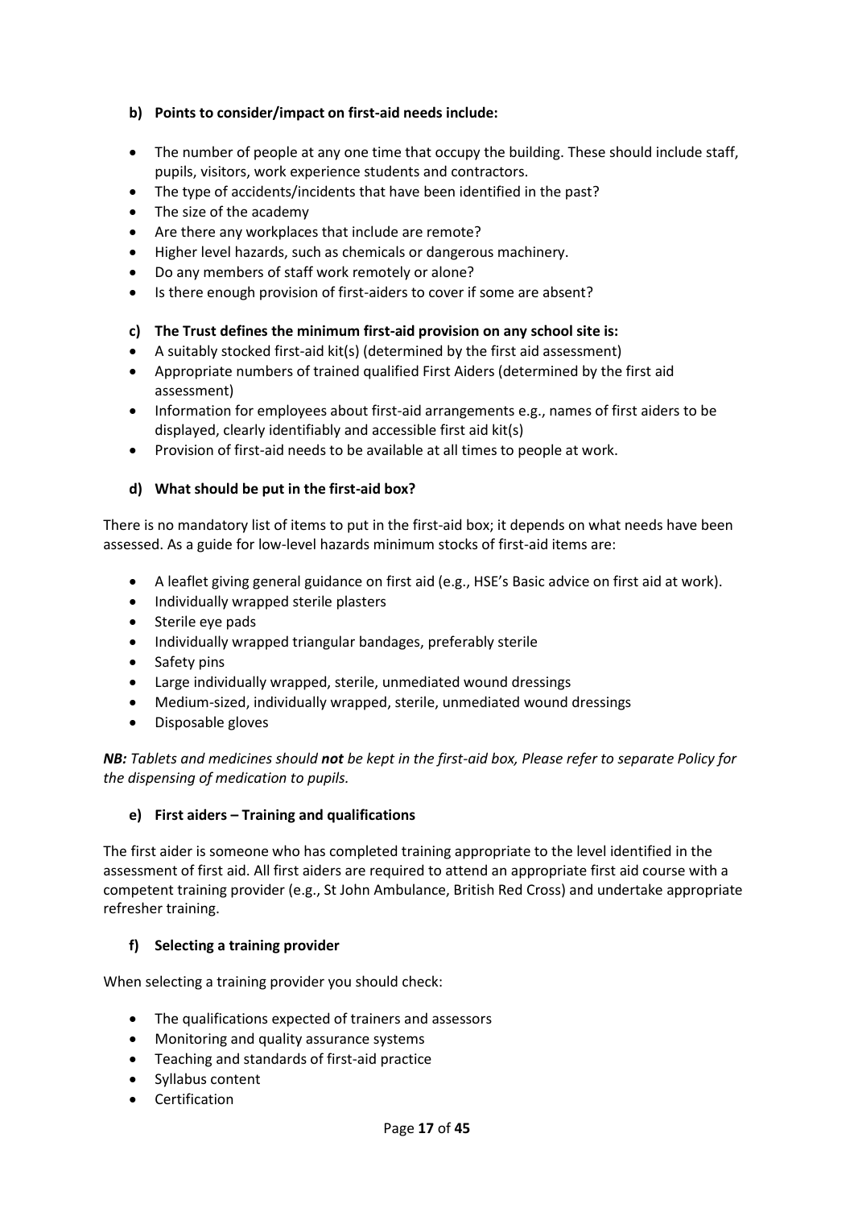**b) Points to consider/impact on first-aid needs include:**

- The number of people at any one time that occupy the building. These should include staff, pupils, visitors, work experience students and contractors.
- The type of accidents/incidents that have been identified in the past?
- The size of the academy
- Are there any workplaces that include are remote?
- Higher level hazards, such as chemicals or dangerous machinery.
- Do any members of staff work remotely or alone?
- Is there enough provision of first-aiders to cover if some are absent?

**c) The Trust defines the minimum first-aid provision on any school site is:**

- A suitably stocked first-aid kit(s) (determined by the first aid assessment)
- Appropriate numbers of trained qualified First Aiders (determined by the first aid assessment)
- Information for employees about first-aid arrangements e.g., names of first aiders to be displayed, clearly identifiably and accessible first aid kit(s)
- Provision of first-aid needs to be available at all times to people at work.

**d) What should be put in the first-aid box?**

There is no mandatory list of items to put in the first-aid box; it depends on what needs have been assessed. As a guide for low-level hazards minimum stocks of first-aid items are:

- A leaflet giving general guidance on first aid (e.g., HSE's Basic advice on first aid at work).
- Individually wrapped sterile plasters
- Sterile eye pads
- Individually wrapped triangular bandages, preferably sterile
- Safety pins
- Large individually wrapped, sterile, unmediated wound dressings
- Medium-sized, individually wrapped, sterile, unmediated wound dressings
- Disposable gloves

***NB:*** *Tablets and medicines should* ***not*** *be kept in the first-aid box, Please refer to separate Policy for the dispensing of medication to pupils.*

**e) First aiders – Training and qualifications**

The first aider is someone who has completed training appropriate to the level identified in the assessment of first aid. All first aiders are required to attend an appropriate first aid course with a competent training provider (e.g., St John Ambulance, British Red Cross) and undertake appropriate refresher training.

**f) Selecting a training provider**

When selecting a training provider you should check:

- The qualifications expected of trainers and assessors
- Monitoring and quality assurance systems
- Teaching and standards of first-aid practice
- Syllabus content
- Certification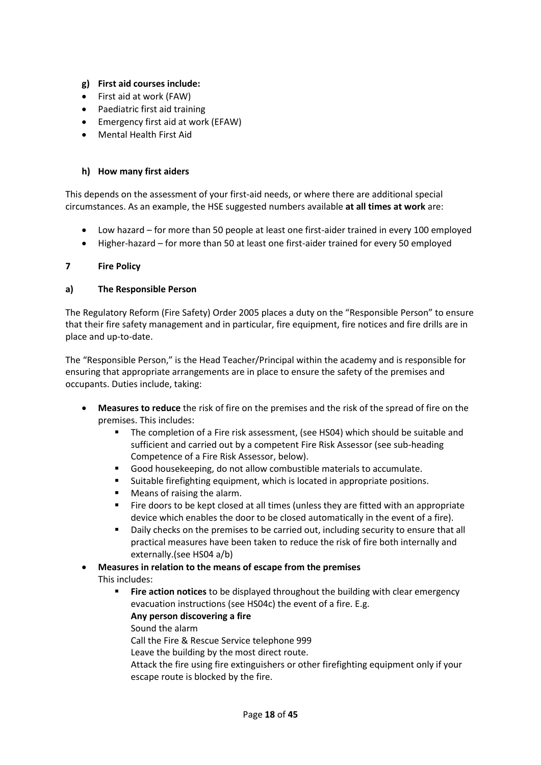**g) First aid courses include:**

- First aid at work (FAW)
- Paediatric first aid training
- Emergency first aid at work (EFAW)
- Mental Health First Aid

**h) How many first aiders**

This depends on the assessment of your first-aid needs, or where there are additional special circumstances. As an example, the HSE suggested numbers available **at all times at work** are:

- Low hazard – for more than 50 people at least one first-aider trained in every 100 employed
- Higher-hazard – for more than 50 at least one first-aider trained for every 50 employed

## 7 Fire Policy

### a) The Responsible Person

The Regulatory Reform (Fire Safety) Order 2005 places a duty on the "Responsible Person" to ensure that their fire safety management and in particular, fire equipment, fire notices and fire drills are in place and up-to-date.

The "Responsible Person," is the Head Teacher/Principal within the academy and is responsible for ensuring that appropriate arrangements are in place to ensure the safety of the premises and occupants. Duties include, taking:

- **Measures to reduce** the risk of fire on the premises and the risk of the spread of fire on the premises. This includes:
  - The completion of a Fire risk assessment, (see HS04) which should be suitable and sufficient and carried out by a competent Fire Risk Assessor (see sub-heading Competence of a Fire Risk Assessor, below).
  - Good housekeeping, do not allow combustible materials to accumulate.
  - Suitable firefighting equipment, which is located in appropriate positions.
  - Means of raising the alarm.
  - Fire doors to be kept closed at all times (unless they are fitted with an appropriate device which enables the door to be closed automatically in the event of a fire).
  - Daily checks on the premises to be carried out, including security to ensure that all practical measures have been taken to reduce the risk of fire both internally and externally.(see HS04 a/b)
- **Measures in relation to the means of escape from the premises**
  This includes:
  - **Fire action notices** to be displayed throughout the building with clear emergency evacuation instructions (see HS04c) the event of a fire. E.g.
    **Any person discovering a fire**
    Sound the alarm
    Call the Fire & Rescue Service telephone 999
    Leave the building by the most direct route.
    Attack the fire using fire extinguishers or other firefighting equipment only if your escape route is blocked by the fire.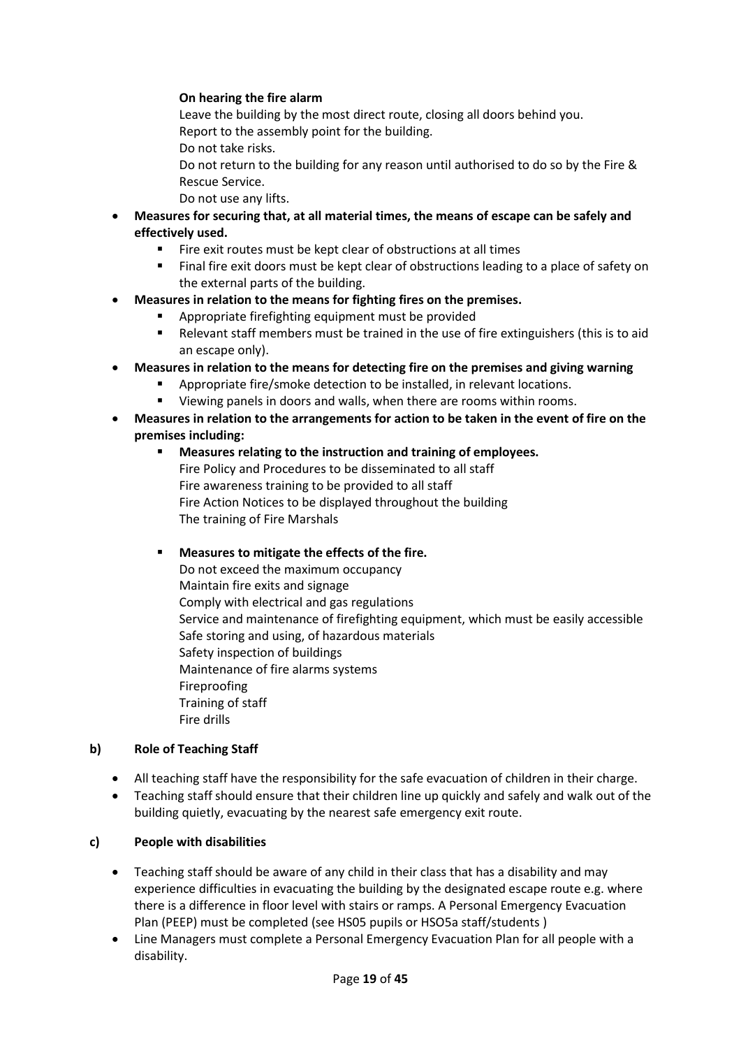**On hearing the fire alarm**

Leave the building by the most direct route, closing all doors behind you.
Report to the assembly point for the building.
Do not take risks.
Do not return to the building for any reason until authorised to do so by the Fire & Rescue Service.
Do not use any lifts.

- **Measures for securing that, at all material times, the means of escape can be safely and effectively used.**
  - Fire exit routes must be kept clear of obstructions at all times
  - Final fire exit doors must be kept clear of obstructions leading to a place of safety on the external parts of the building.
- **Measures in relation to the means for fighting fires on the premises.**
  - Appropriate firefighting equipment must be provided
  - Relevant staff members must be trained in the use of fire extinguishers (this is to aid an escape only).
- **Measures in relation to the means for detecting fire on the premises and giving warning**
  - Appropriate fire/smoke detection to be installed, in relevant locations.
  - Viewing panels in doors and walls, when there are rooms within rooms.
- **Measures in relation to the arrangements for action to be taken in the event of fire on the premises including:**
  - **Measures relating to the instruction and training of employees.**
    Fire Policy and Procedures to be disseminated to all staff
    Fire awareness training to be provided to all staff
    Fire Action Notices to be displayed throughout the building
    The training of Fire Marshals

  - **Measures to mitigate the effects of the fire.**
    Do not exceed the maximum occupancy
    Maintain fire exits and signage
    Comply with electrical and gas regulations
    Service and maintenance of firefighting equipment, which must be easily accessible
    Safe storing and using, of hazardous materials
    Safety inspection of buildings
    Maintenance of fire alarms systems
    Fireproofing
    Training of staff
    Fire drills

### b) Role of Teaching Staff

- All teaching staff have the responsibility for the safe evacuation of children in their charge.
- Teaching staff should ensure that their children line up quickly and safely and walk out of the building quietly, evacuating by the nearest safe emergency exit route.

### c) People with disabilities

- Teaching staff should be aware of any child in their class that has a disability and may experience difficulties in evacuating the building by the designated escape route e.g. where there is a difference in floor level with stairs or ramps. A Personal Emergency Evacuation Plan (PEEP) must be completed (see HS05 pupils or HSO5a staff/students )
- Line Managers must complete a Personal Emergency Evacuation Plan for all people with a disability.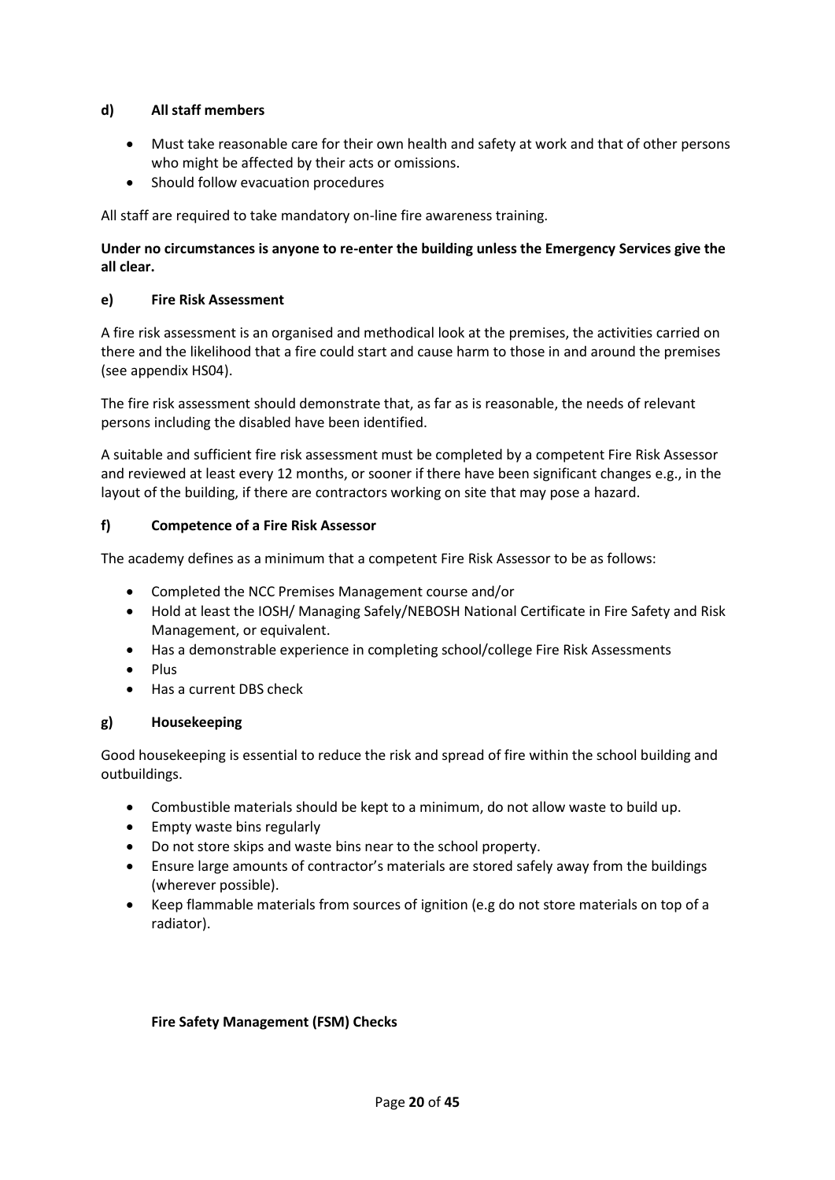#### d) All staff members

- Must take reasonable care for their own health and safety at work and that of other persons who might be affected by their acts or omissions.
- Should follow evacuation procedures

All staff are required to take mandatory on-line fire awareness training.

**Under no circumstances is anyone to re-enter the building unless the Emergency Services give the all clear.**

#### e) Fire Risk Assessment

A fire risk assessment is an organised and methodical look at the premises, the activities carried on there and the likelihood that a fire could start and cause harm to those in and around the premises (see appendix HS04).

The fire risk assessment should demonstrate that, as far as is reasonable, the needs of relevant persons including the disabled have been identified.

A suitable and sufficient fire risk assessment must be completed by a competent Fire Risk Assessor and reviewed at least every 12 months, or sooner if there have been significant changes e.g., in the layout of the building, if there are contractors working on site that may pose a hazard.

#### f) Competence of a Fire Risk Assessor

The academy defines as a minimum that a competent Fire Risk Assessor to be as follows:

- Completed the NCC Premises Management course and/or
- Hold at least the IOSH/ Managing Safely/NEBOSH National Certificate in Fire Safety and Risk Management, or equivalent.
- Has a demonstrable experience in completing school/college Fire Risk Assessments
- Plus
- Has a current DBS check

#### g) Housekeeping

Good housekeeping is essential to reduce the risk and spread of fire within the school building and outbuildings.

- Combustible materials should be kept to a minimum, do not allow waste to build up.
- Empty waste bins regularly
- Do not store skips and waste bins near to the school property.
- Ensure large amounts of contractor's materials are stored safely away from the buildings (wherever possible).
- Keep flammable materials from sources of ignition (e.g do not store materials on top of a radiator).

**Fire Safety Management (FSM) Checks**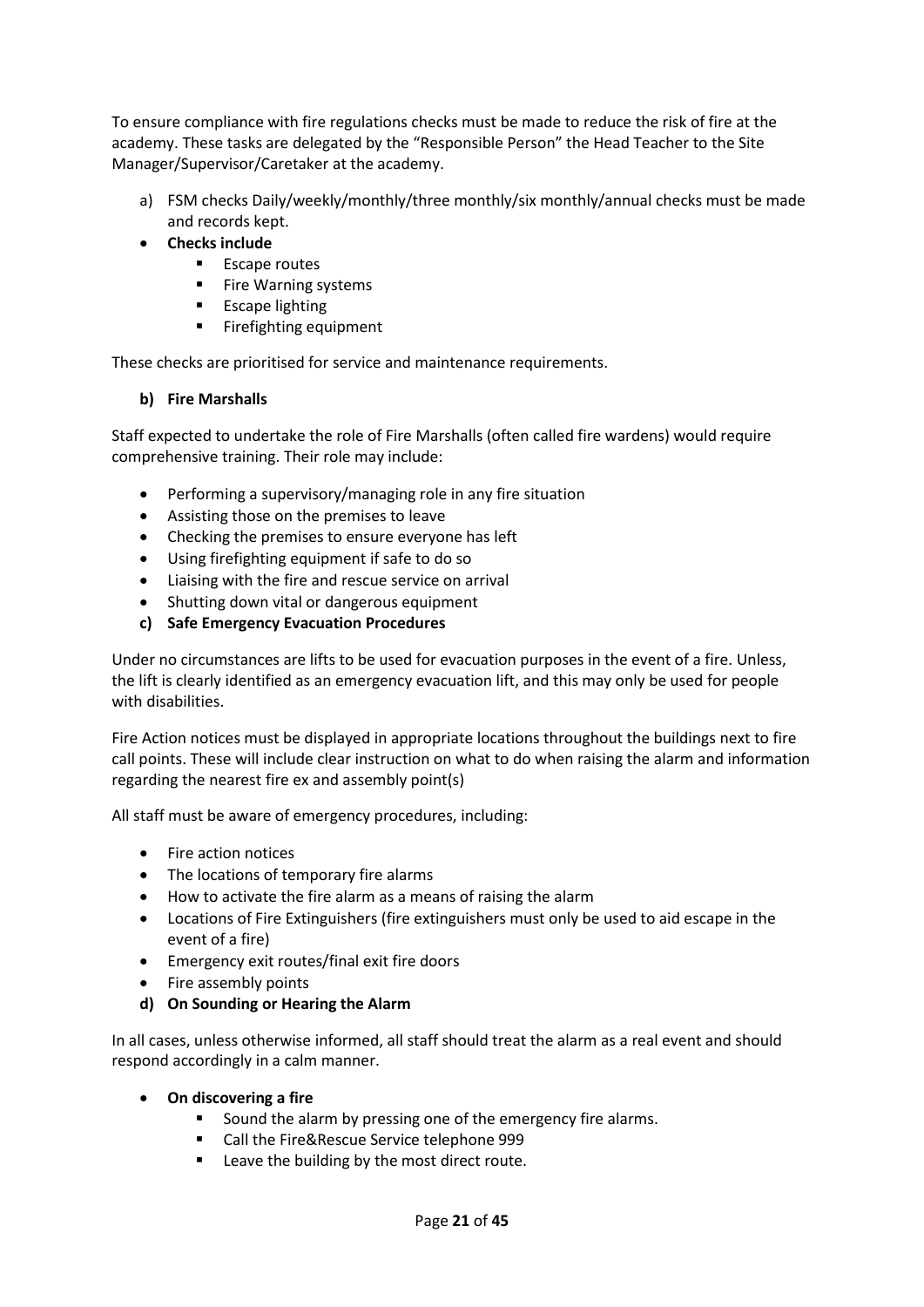To ensure compliance with fire regulations checks must be made to reduce the risk of fire at the academy. These tasks are delegated by the "Responsible Person" the Head Teacher to the Site Manager/Supervisor/Caretaker at the academy.

a) FSM checks Daily/weekly/monthly/three monthly/six monthly/annual checks must be made and records kept.

- **Checks include**
  - Escape routes
  - Fire Warning systems
  - Escape lighting
  - Firefighting equipment

These checks are prioritised for service and maintenance requirements.

**b) Fire Marshalls**

Staff expected to undertake the role of Fire Marshalls (often called fire wardens) would require comprehensive training. Their role may include:

- Performing a supervisory/managing role in any fire situation
- Assisting those on the premises to leave
- Checking the premises to ensure everyone has left
- Using firefighting equipment if safe to do so
- Liaising with the fire and rescue service on arrival
- Shutting down vital or dangerous equipment

**c) Safe Emergency Evacuation Procedures**

Under no circumstances are lifts to be used for evacuation purposes in the event of a fire. Unless, the lift is clearly identified as an emergency evacuation lift, and this may only be used for people with disabilities.

Fire Action notices must be displayed in appropriate locations throughout the buildings next to fire call points. These will include clear instruction on what to do when raising the alarm and information regarding the nearest fire ex and assembly point(s)

All staff must be aware of emergency procedures, including:

- Fire action notices
- The locations of temporary fire alarms
- How to activate the fire alarm as a means of raising the alarm
- Locations of Fire Extinguishers (fire extinguishers must only be used to aid escape in the event of a fire)
- Emergency exit routes/final exit fire doors
- Fire assembly points

**d) On Sounding or Hearing the Alarm**

In all cases, unless otherwise informed, all staff should treat the alarm as a real event and should respond accordingly in a calm manner.

- **On discovering a fire**
  - Sound the alarm by pressing one of the emergency fire alarms.
  - Call the Fire&Rescue Service telephone 999
  - Leave the building by the most direct route.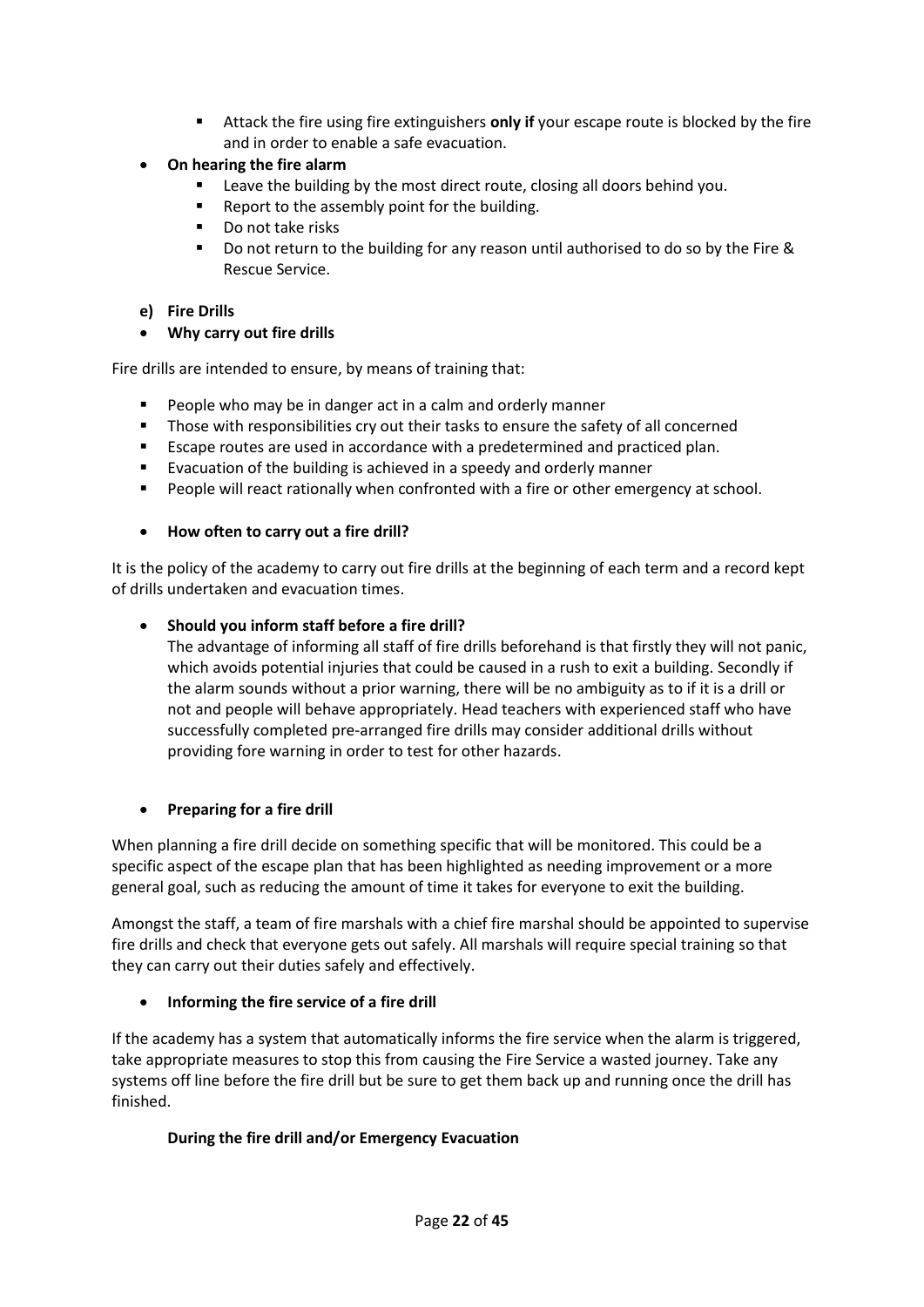- Attack the fire using fire extinguishers **only if** your escape route is blocked by the fire and in order to enable a safe evacuation.

- **On hearing the fire alarm**
   - Leave the building by the most direct route, closing all doors behind you.
   - Report to the assembly point for the building.
   - Do not take risks
   - Do not return to the building for any reason until authorised to do so by the Fire & Rescue Service.

**e) Fire Drills**

- **Why carry out fire drills**

Fire drills are intended to ensure, by means of training that:

- People who may be in danger act in a calm and orderly manner
- Those with responsibilities cry out their tasks to ensure the safety of all concerned
- Escape routes are used in accordance with a predetermined and practiced plan.
- Evacuation of the building is achieved in a speedy and orderly manner
- People will react rationally when confronted with a fire or other emergency at school.

- **How often to carry out a fire drill?**

It is the policy of the academy to carry out fire drills at the beginning of each term and a record kept of drills undertaken and evacuation times.

- **Should you inform staff before a fire drill?**

  The advantage of informing all staff of fire drills beforehand is that firstly they will not panic, which avoids potential injuries that could be caused in a rush to exit a building. Secondly if the alarm sounds without a prior warning, there will be no ambiguity as to if it is a drill or not and people will behave appropriately. Head teachers with experienced staff who have successfully completed pre-arranged fire drills may consider additional drills without providing fore warning in order to test for other hazards.

- **Preparing for a fire drill**

When planning a fire drill decide on something specific that will be monitored. This could be a specific aspect of the escape plan that has been highlighted as needing improvement or a more general goal, such as reducing the amount of time it takes for everyone to exit the building.

Amongst the staff, a team of fire marshals with a chief fire marshal should be appointed to supervise fire drills and check that everyone gets out safely. All marshals will require special training so that they can carry out their duties safely and effectively.

- **Informing the fire service of a fire drill**

If the academy has a system that automatically informs the fire service when the alarm is triggered, take appropriate measures to stop this from causing the Fire Service a wasted journey. Take any systems off line before the fire drill but be sure to get them back up and running once the drill has finished.

**During the fire drill and/or Emergency Evacuation**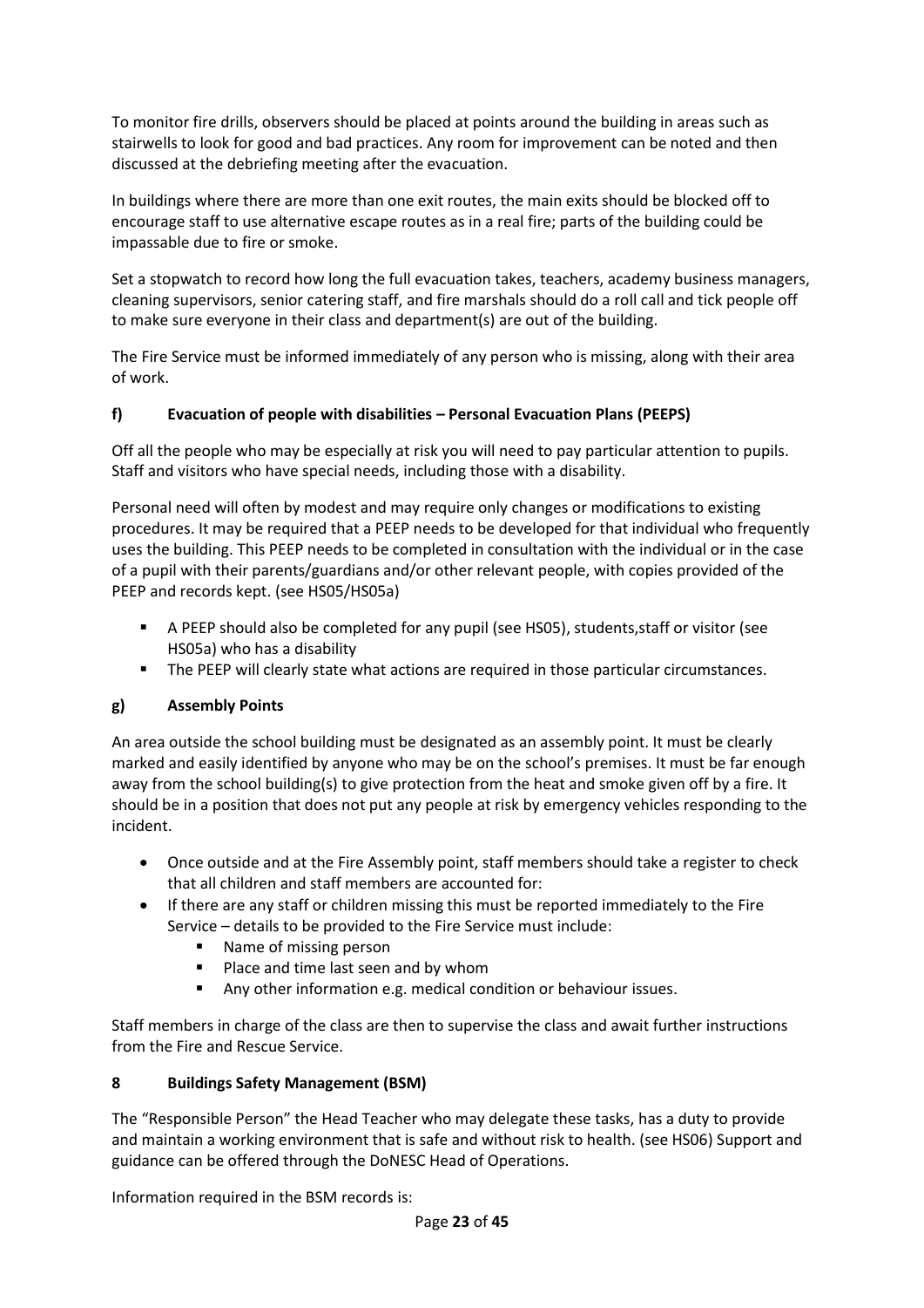To monitor fire drills, observers should be placed at points around the building in areas such as stairwells to look for good and bad practices. Any room for improvement can be noted and then discussed at the debriefing meeting after the evacuation.

In buildings where there are more than one exit routes, the main exits should be blocked off to encourage staff to use alternative escape routes as in a real fire; parts of the building could be impassable due to fire or smoke.

Set a stopwatch to record how long the full evacuation takes, teachers, academy business managers, cleaning supervisors, senior catering staff, and fire marshals should do a roll call and tick people off to make sure everyone in their class and department(s) are out of the building.

The Fire Service must be informed immediately of any person who is missing, along with their area of work.

#### f) Evacuation of people with disabilities – Personal Evacuation Plans (PEEPS)

Off all the people who may be especially at risk you will need to pay particular attention to pupils. Staff and visitors who have special needs, including those with a disability.

Personal need will often by modest and may require only changes or modifications to existing procedures. It may be required that a PEEP needs to be developed for that individual who frequently uses the building. This PEEP needs to be completed in consultation with the individual or in the case of a pupil with their parents/guardians and/or other relevant people, with copies provided of the PEEP and records kept. (see HS05/HS05a)

- A PEEP should also be completed for any pupil (see HS05), students,staff or visitor (see HS05a) who has a disability
- The PEEP will clearly state what actions are required in those particular circumstances.

#### g) Assembly Points

An area outside the school building must be designated as an assembly point. It must be clearly marked and easily identified by anyone who may be on the school's premises. It must be far enough away from the school building(s) to give protection from the heat and smoke given off by a fire. It should be in a position that does not put any people at risk by emergency vehicles responding to the incident.

- Once outside and at the Fire Assembly point, staff members should take a register to check that all children and staff members are accounted for:
- If there are any staff or children missing this must be reported immediately to the Fire Service – details to be provided to the Fire Service must include:
    - Name of missing person
    - Place and time last seen and by whom
    - Any other information e.g. medical condition or behaviour issues.

Staff members in charge of the class are then to supervise the class and await further instructions from the Fire and Rescue Service.

### 8 Buildings Safety Management (BSM)

The "Responsible Person" the Head Teacher who may delegate these tasks, has a duty to provide and maintain a working environment that is safe and without risk to health. (see HS06) Support and guidance can be offered through the DoNESC Head of Operations.

Information required in the BSM records is: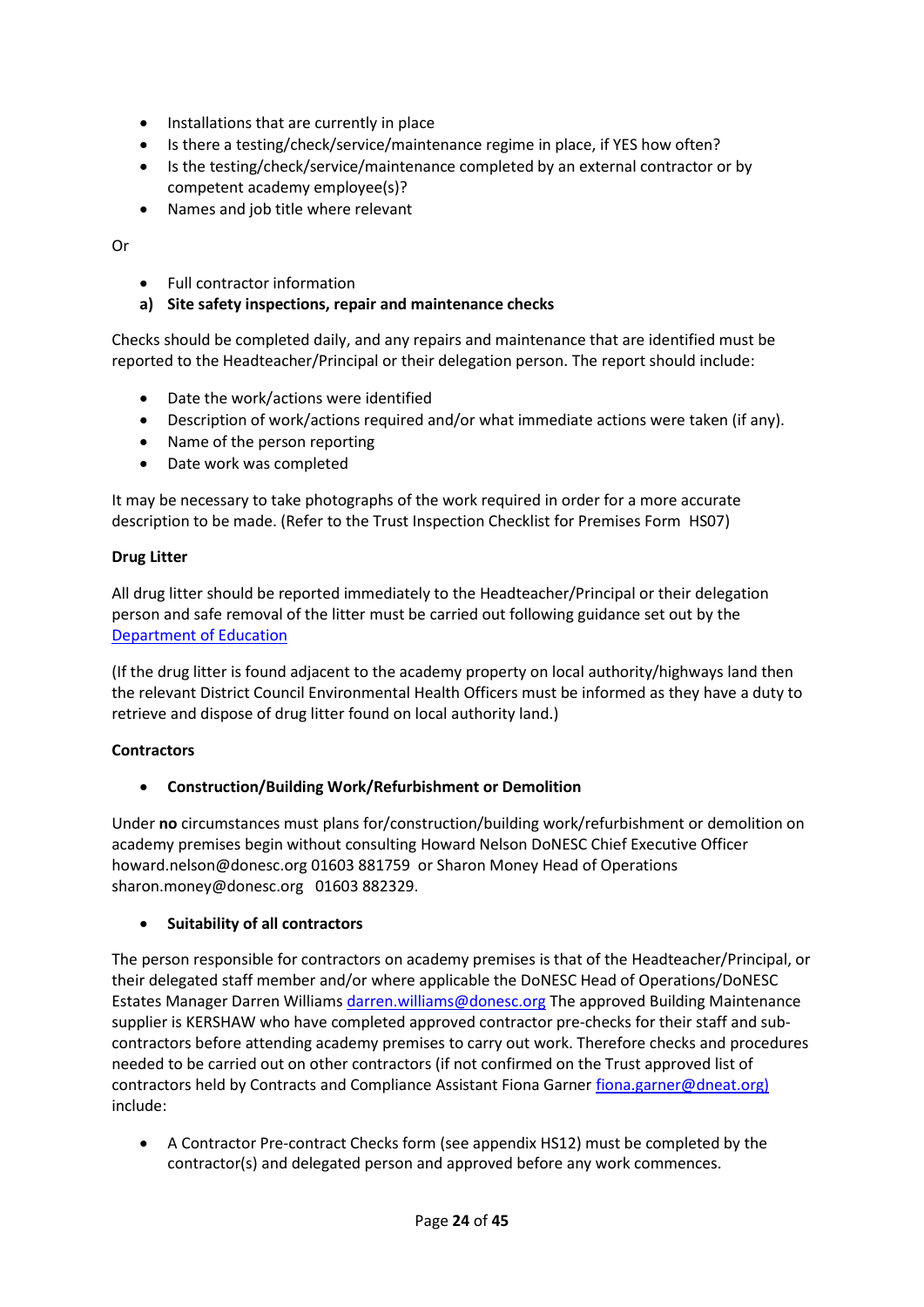- Installations that are currently in place
- Is there a testing/check/service/maintenance regime in place, if YES how often?
- Is the testing/check/service/maintenance completed by an external contractor or by competent academy employee(s)?
- Names and job title where relevant

Or

- Full contractor information

**a) Site safety inspections, repair and maintenance checks**

Checks should be completed daily, and any repairs and maintenance that are identified must be reported to the Headteacher/Principal or their delegation person. The report should include:

- Date the work/actions were identified
- Description of work/actions required and/or what immediate actions were taken (if any).
- Name of the person reporting
- Date work was completed

It may be necessary to take photographs of the work required in order for a more accurate description to be made. (Refer to the Trust Inspection Checklist for Premises Form HS07)

**Drug Litter**

All drug litter should be reported immediately to the Headteacher/Principal or their delegation person and safe removal of the litter must be carried out following guidance set out by the Department of Education

(If the drug litter is found adjacent to the academy property on local authority/highways land then the relevant District Council Environmental Health Officers must be informed as they have a duty to retrieve and dispose of drug litter found on local authority land.)

**Contractors**

- **Construction/Building Work/Refurbishment or Demolition**

Under **no** circumstances must plans for/construction/building work/refurbishment or demolition on academy premises begin without consulting Howard Nelson DoNESC Chief Executive Officer howard.nelson@donesc.org 01603 881759 or Sharon Money Head of Operations sharon.money@donesc.org 01603 882329.

- **Suitability of all contractors**

The person responsible for contractors on academy premises is that of the Headteacher/Principal, or their delegated staff member and/or where applicable the DoNESC Head of Operations/DoNESC Estates Manager Darren Williams darren.williams@donesc.org The approved Building Maintenance supplier is KERSHAW who have completed approved contractor pre-checks for their staff and sub-contractors before attending academy premises to carry out work. Therefore checks and procedures needed to be carried out on other contractors (if not confirmed on the Trust approved list of contractors held by Contracts and Compliance Assistant Fiona Garner fiona.garner@dneat.org) include:

- A Contractor Pre-contract Checks form (see appendix HS12) must be completed by the contractor(s) and delegated person and approved before any work commences.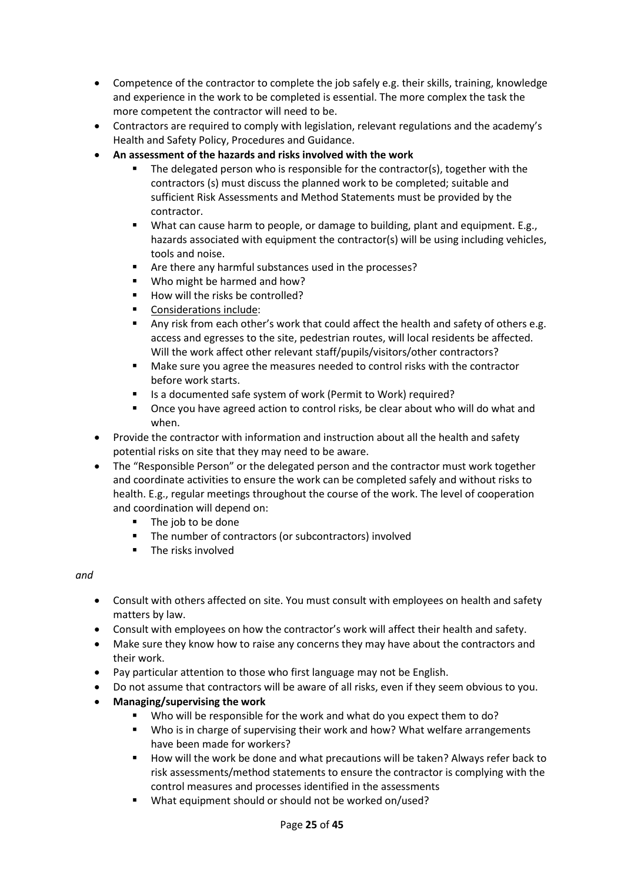- Competence of the contractor to complete the job safely e.g. their skills, training, knowledge and experience in the work to be completed is essential. The more complex the task the more competent the contractor will need to be.
- Contractors are required to comply with legislation, relevant regulations and the academy's Health and Safety Policy, Procedures and Guidance.
- **An assessment of the hazards and risks involved with the work**
    - The delegated person who is responsible for the contractor(s), together with the contractors (s) must discuss the planned work to be completed; suitable and sufficient Risk Assessments and Method Statements must be provided by the contractor.
    - What can cause harm to people, or damage to building, plant and equipment. E.g., hazards associated with equipment the contractor(s) will be using including vehicles, tools and noise.
    - Are there any harmful substances used in the processes?
    - Who might be harmed and how?
    - How will the risks be controlled?
    - <u>Considerations include</u>:
    - Any risk from each other's work that could affect the health and safety of others e.g. access and egresses to the site, pedestrian routes, will local residents be affected. Will the work affect other relevant staff/pupils/visitors/other contractors?
    - Make sure you agree the measures needed to control risks with the contractor before work starts.
    - Is a documented safe system of work (Permit to Work) required?
    - Once you have agreed action to control risks, be clear about who will do what and when.
- Provide the contractor with information and instruction about all the health and safety potential risks on site that they may need to be aware.
- The "Responsible Person" or the delegated person and the contractor must work together and coordinate activities to ensure the work can be completed safely and without risks to health. E.g., regular meetings throughout the course of the work. The level of cooperation and coordination will depend on:
    - The job to be done
    - The number of contractors (or subcontractors) involved
    - The risks involved

*and*

- Consult with others affected on site. You must consult with employees on health and safety matters by law.
- Consult with employees on how the contractor's work will affect their health and safety.
- Make sure they know how to raise any concerns they may have about the contractors and their work.
- Pay particular attention to those who first language may not be English.
- Do not assume that contractors will be aware of all risks, even if they seem obvious to you.
- **Managing/supervising the work**
    - Who will be responsible for the work and what do you expect them to do?
    - Who is in charge of supervising their work and how? What welfare arrangements have been made for workers?
    - How will the work be done and what precautions will be taken? Always refer back to risk assessments/method statements to ensure the contractor is complying with the control measures and processes identified in the assessments
    - What equipment should or should not be worked on/used?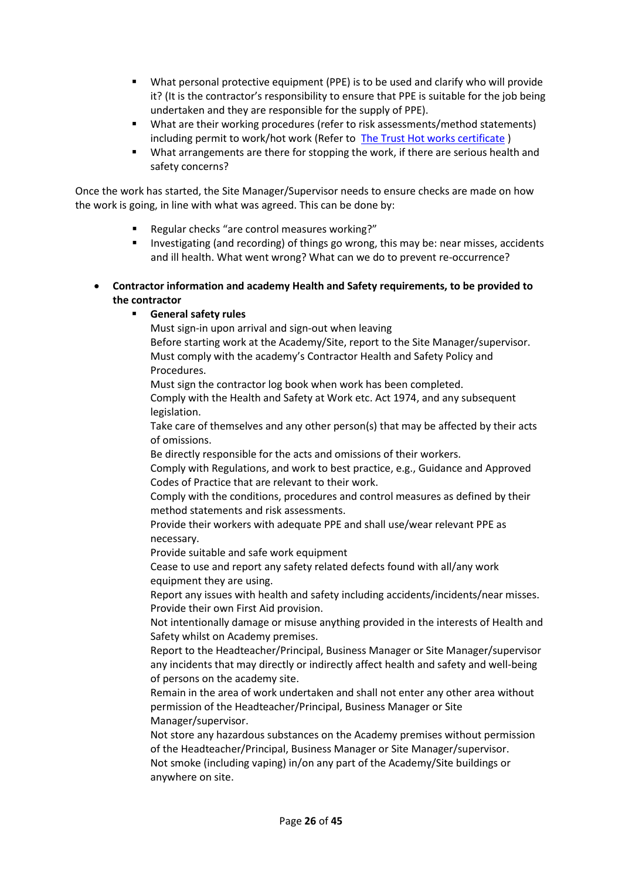- What personal protective equipment (PPE) is to be used and clarify who will provide it? (It is the contractor's responsibility to ensure that PPE is suitable for the job being undertaken and they are responsible for the supply of PPE).
- What are their working procedures (refer to risk assessments/method statements) including permit to work/hot work (Refer to [The Trust Hot works certificate](#) )
- What arrangements are there for stopping the work, if there are serious health and safety concerns?

Once the work has started, the Site Manager/Supervisor needs to ensure checks are made on how the work is going, in line with what was agreed. This can be done by:

- Regular checks "are control measures working?"
- Investigating (and recording) of things go wrong, this may be: near misses, accidents and ill health. What went wrong? What can we do to prevent re-occurrence?

- **Contractor information and academy Health and Safety requirements, to be provided to the contractor**
  - **General safety rules**

    Must sign-in upon arrival and sign-out when leaving

    Before starting work at the Academy/Site, report to the Site Manager/supervisor.

    Must comply with the academy's Contractor Health and Safety Policy and Procedures.

    Must sign the contractor log book when work has been completed.

    Comply with the Health and Safety at Work etc. Act 1974, and any subsequent legislation.

    Take care of themselves and any other person(s) that may be affected by their acts of omissions.

    Be directly responsible for the acts and omissions of their workers.

    Comply with Regulations, and work to best practice, e.g., Guidance and Approved Codes of Practice that are relevant to their work.

    Comply with the conditions, procedures and control measures as defined by their method statements and risk assessments.

    Provide their workers with adequate PPE and shall use/wear relevant PPE as necessary.

    Provide suitable and safe work equipment

    Cease to use and report any safety related defects found with all/any work equipment they are using.

    Report any issues with health and safety including accidents/incidents/near misses.

    Provide their own First Aid provision.

    Not intentionally damage or misuse anything provided in the interests of Health and Safety whilst on Academy premises.

    Report to the Headteacher/Principal, Business Manager or Site Manager/supervisor any incidents that may directly or indirectly affect health and safety and well-being of persons on the academy site.

    Remain in the area of work undertaken and shall not enter any other area without permission of the Headteacher/Principal, Business Manager or Site Manager/supervisor.

    Not store any hazardous substances on the Academy premises without permission of the Headteacher/Principal, Business Manager or Site Manager/supervisor.

    Not smoke (including vaping) in/on any part of the Academy/Site buildings or anywhere on site.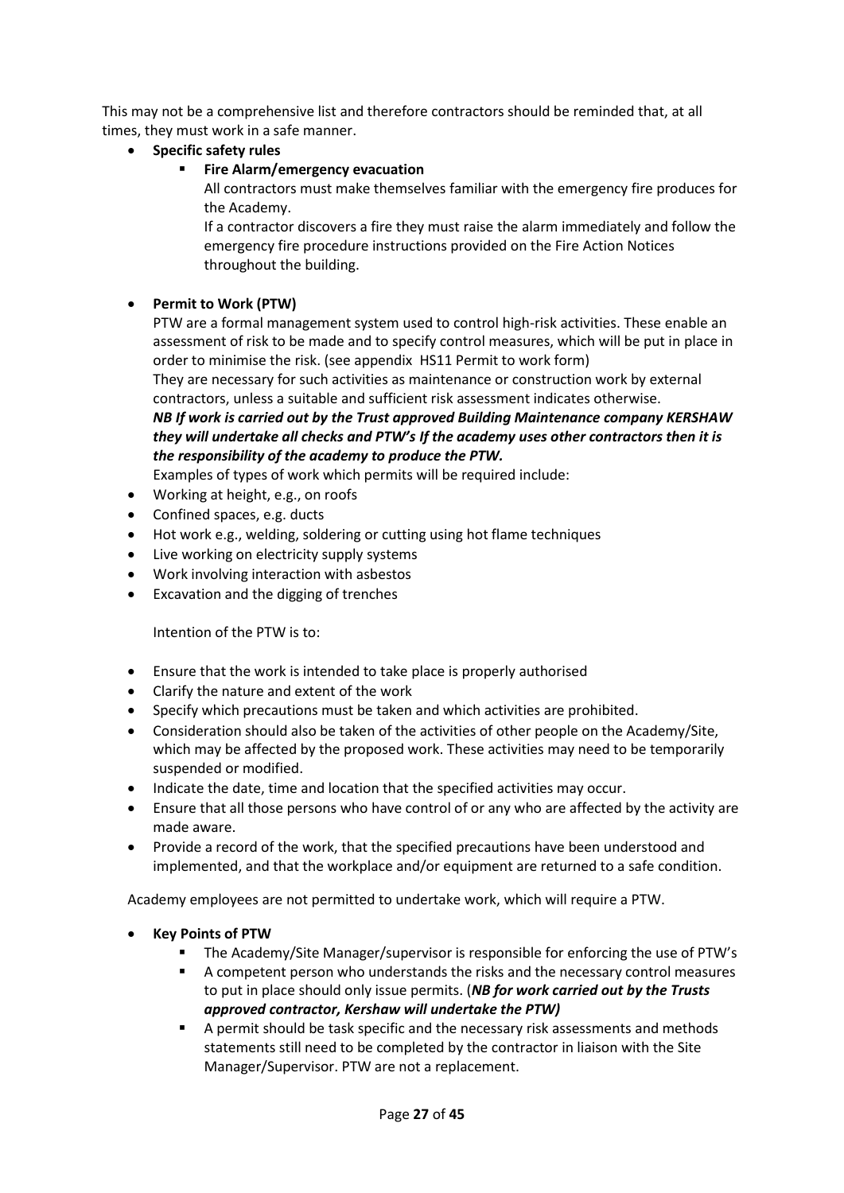This may not be a comprehensive list and therefore contractors should be reminded that, at all times, they must work in a safe manner.

- **Specific safety rules**
  - **Fire Alarm/emergency evacuation**

    All contractors must make themselves familiar with the emergency fire produces for the Academy.

    If a contractor discovers a fire they must raise the alarm immediately and follow the emergency fire procedure instructions provided on the Fire Action Notices throughout the building.

- **Permit to Work (PTW)**

  PTW are a formal management system used to control high-risk activities. These enable an assessment of risk to be made and to specify control measures, which will be put in place in order to minimise the risk. (see appendix HS11 Permit to work form)

  They are necessary for such activities as maintenance or construction work by external contractors, unless a suitable and sufficient risk assessment indicates otherwise.

  ***NB If work is carried out by the Trust approved Building Maintenance company KERSHAW they will undertake all checks and PTW's If the academy uses other contractors then it is the responsibility of the academy to produce the PTW.***

  Examples of types of work which permits will be required include:

- Working at height, e.g., on roofs
- Confined spaces, e.g. ducts
- Hot work e.g., welding, soldering or cutting using hot flame techniques
- Live working on electricity supply systems
- Work involving interaction with asbestos
- Excavation and the digging of trenches

Intention of the PTW is to:

- Ensure that the work is intended to take place is properly authorised
- Clarify the nature and extent of the work
- Specify which precautions must be taken and which activities are prohibited.
- Consideration should also be taken of the activities of other people on the Academy/Site, which may be affected by the proposed work. These activities may need to be temporarily suspended or modified.
- Indicate the date, time and location that the specified activities may occur.
- Ensure that all those persons who have control of or any who are affected by the activity are made aware.
- Provide a record of the work, that the specified precautions have been understood and implemented, and that the workplace and/or equipment are returned to a safe condition.

Academy employees are not permitted to undertake work, which will require a PTW.

- **Key Points of PTW**
  - The Academy/Site Manager/supervisor is responsible for enforcing the use of PTW's
  - A competent person who understands the risks and the necessary control measures to put in place should only issue permits. (***NB for work carried out by the Trusts approved contractor, Kershaw will undertake the PTW)***
  - A permit should be task specific and the necessary risk assessments and methods statements still need to be completed by the contractor in liaison with the Site Manager/Supervisor. PTW are not a replacement.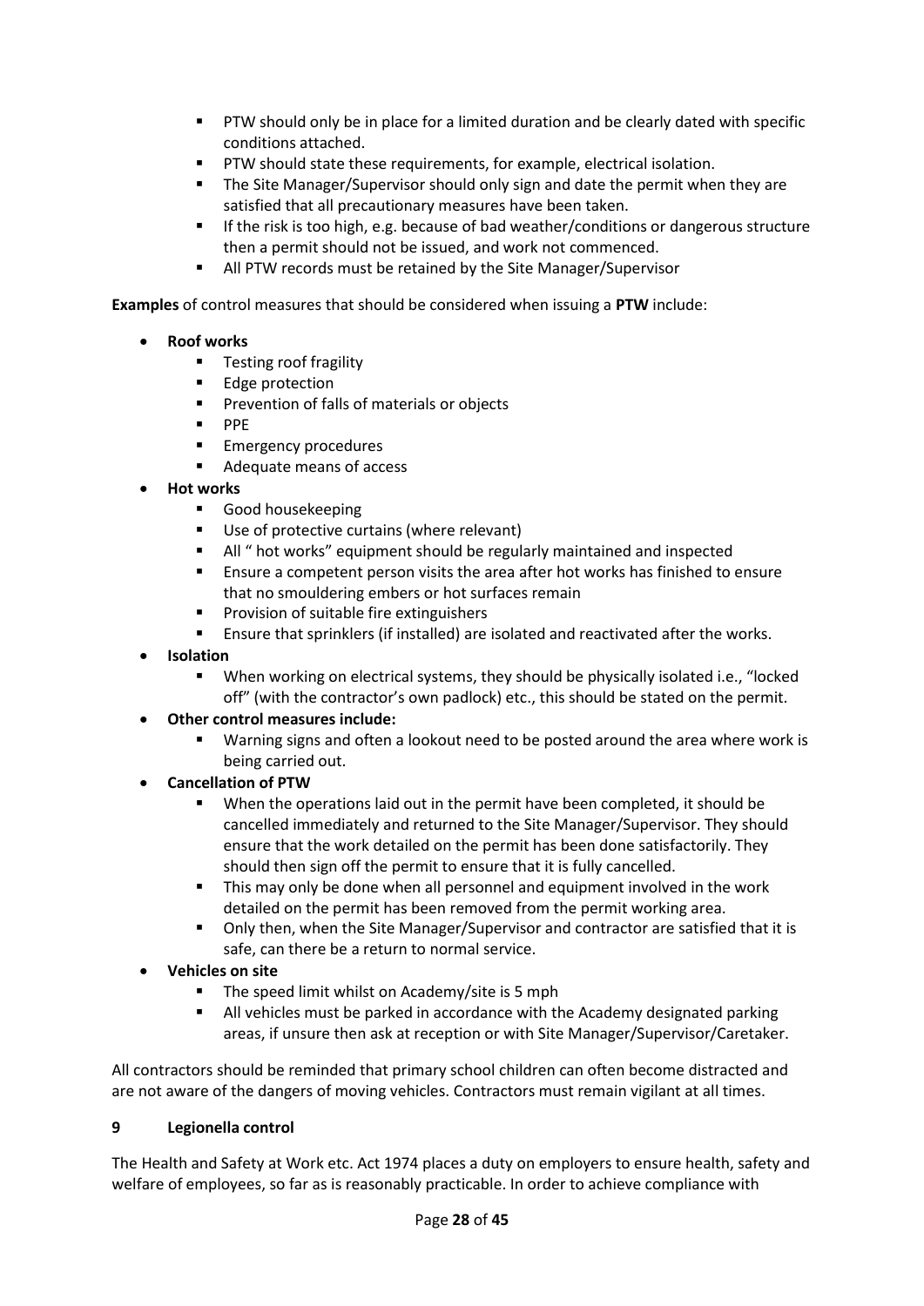- PTW should only be in place for a limited duration and be clearly dated with specific conditions attached.
- PTW should state these requirements, for example, electrical isolation.
- The Site Manager/Supervisor should only sign and date the permit when they are satisfied that all precautionary measures have been taken.
- If the risk is too high, e.g. because of bad weather/conditions or dangerous structure then a permit should not be issued, and work not commenced.
- All PTW records must be retained by the Site Manager/Supervisor

**Examples** of control measures that should be considered when issuing a **PTW** include:

- **Roof works**
  - Testing roof fragility
  - Edge protection
  - Prevention of falls of materials or objects
  - PPE
  - Emergency procedures
  - Adequate means of access
- **Hot works**
  - Good housekeeping
  - Use of protective curtains (where relevant)
  - All " hot works" equipment should be regularly maintained and inspected
  - Ensure a competent person visits the area after hot works has finished to ensure that no smouldering embers or hot surfaces remain
  - Provision of suitable fire extinguishers
  - Ensure that sprinklers (if installed) are isolated and reactivated after the works.
- **Isolation**
  - When working on electrical systems, they should be physically isolated i.e., "locked off" (with the contractor's own padlock) etc., this should be stated on the permit.
- **Other control measures include:**
  - Warning signs and often a lookout need to be posted around the area where work is being carried out.
- **Cancellation of PTW**
  - When the operations laid out in the permit have been completed, it should be cancelled immediately and returned to the Site Manager/Supervisor. They should ensure that the work detailed on the permit has been done satisfactorily. They should then sign off the permit to ensure that it is fully cancelled.
  - This may only be done when all personnel and equipment involved in the work detailed on the permit has been removed from the permit working area.
  - Only then, when the Site Manager/Supervisor and contractor are satisfied that it is safe, can there be a return to normal service.
- **Vehicles on site**
  - The speed limit whilst on Academy/site is 5 mph
  - All vehicles must be parked in accordance with the Academy designated parking areas, if unsure then ask at reception or with Site Manager/Supervisor/Caretaker.

All contractors should be reminded that primary school children can often become distracted and are not aware of the dangers of moving vehicles. Contractors must remain vigilant at all times.

## 9 Legionella control

The Health and Safety at Work etc. Act 1974 places a duty on employers to ensure health, safety and welfare of employees, so far as is reasonably practicable. In order to achieve compliance with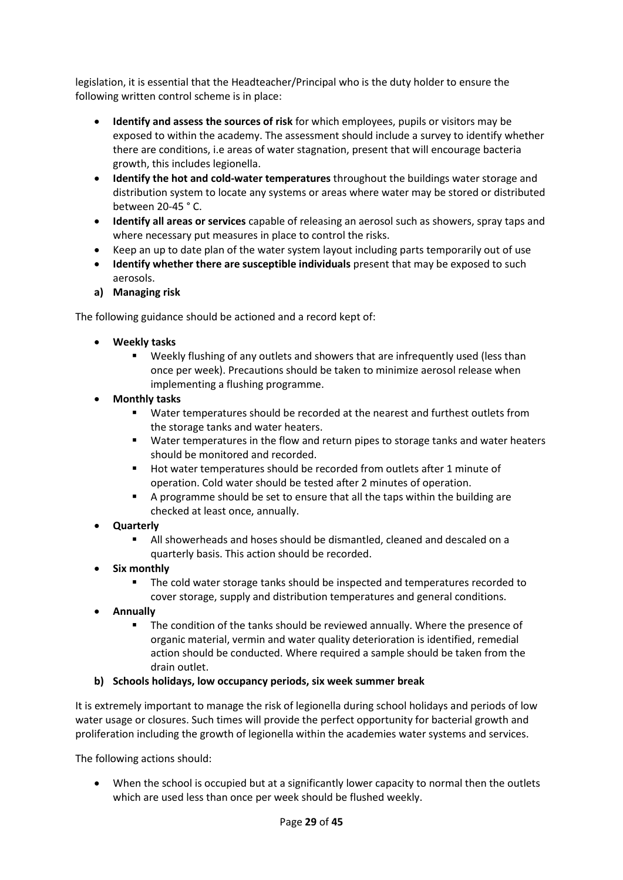legislation, it is essential that the Headteacher/Principal who is the duty holder to ensure the following written control scheme is in place:

- **Identify and assess the sources of risk** for which employees, pupils or visitors may be exposed to within the academy. The assessment should include a survey to identify whether there are conditions, i.e areas of water stagnation, present that will encourage bacteria growth, this includes legionella.
- **Identify the hot and cold-water temperatures** throughout the buildings water storage and distribution system to locate any systems or areas where water may be stored or distributed between 20-45 ° C.
- **Identify all areas or services** capable of releasing an aerosol such as showers, spray taps and where necessary put measures in place to control the risks.
- Keep an up to date plan of the water system layout including parts temporarily out of use
- **Identify whether there are susceptible individuals** present that may be exposed to such aerosols.

**a) Managing risk**

The following guidance should be actioned and a record kept of:

- **Weekly tasks**
  - Weekly flushing of any outlets and showers that are infrequently used (less than once per week). Precautions should be taken to minimize aerosol release when implementing a flushing programme.
- **Monthly tasks**
  - Water temperatures should be recorded at the nearest and furthest outlets from the storage tanks and water heaters.
  - Water temperatures in the flow and return pipes to storage tanks and water heaters should be monitored and recorded.
  - Hot water temperatures should be recorded from outlets after 1 minute of operation. Cold water should be tested after 2 minutes of operation.
  - A programme should be set to ensure that all the taps within the building are checked at least once, annually.
- **Quarterly**
  - All showerheads and hoses should be dismantled, cleaned and descaled on a quarterly basis. This action should be recorded.
- **Six monthly**
  - The cold water storage tanks should be inspected and temperatures recorded to cover storage, supply and distribution temperatures and general conditions.
- **Annually**
  - The condition of the tanks should be reviewed annually. Where the presence of organic material, vermin and water quality deterioration is identified, remedial action should be conducted. Where required a sample should be taken from the drain outlet.

**b) Schools holidays, low occupancy periods, six week summer break**

It is extremely important to manage the risk of legionella during school holidays and periods of low water usage or closures. Such times will provide the perfect opportunity for bacterial growth and proliferation including the growth of legionella within the academies water systems and services.

The following actions should:

- When the school is occupied but at a significantly lower capacity to normal then the outlets which are used less than once per week should be flushed weekly.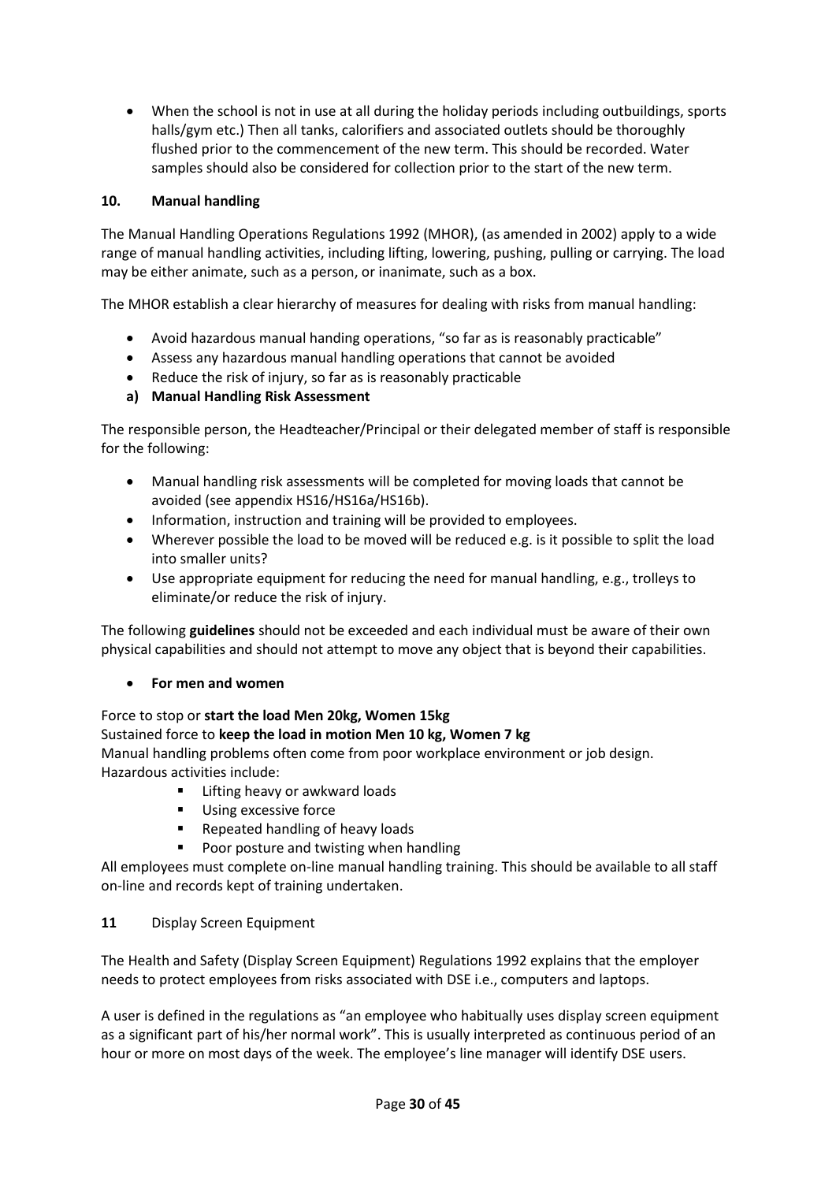- When the school is not in use at all during the holiday periods including outbuildings, sports halls/gym etc.) Then all tanks, calorifiers and associated outlets should be thoroughly flushed prior to the commencement of the new term. This should be recorded. Water samples should also be considered for collection prior to the start of the new term.

## 10. Manual handling

The Manual Handling Operations Regulations 1992 (MHOR), (as amended in 2002) apply to a wide range of manual handling activities, including lifting, lowering, pushing, pulling or carrying. The load may be either animate, such as a person, or inanimate, such as a box.

The MHOR establish a clear hierarchy of measures for dealing with risks from manual handling:

- Avoid hazardous manual handing operations, "so far as is reasonably practicable"
- Assess any hazardous manual handing operations that cannot be avoided
- Reduce the risk of injury, so far as is reasonably practicable

### a) Manual Handling Risk Assessment

The responsible person, the Headteacher/Principal or their delegated member of staff is responsible for the following:

- Manual handling risk assessments will be completed for moving loads that cannot be avoided (see appendix HS16/HS16a/HS16b).
- Information, instruction and training will be provided to employees.
- Wherever possible the load to be moved will be reduced e.g. is it possible to split the load into smaller units?
- Use appropriate equipment for reducing the need for manual handling, e.g., trolleys to eliminate/or reduce the risk of injury.

The following **guidelines** should not be exceeded and each individual must be aware of their own physical capabilities and should not attempt to move any object that is beyond their capabilities.

- **For men and women**

Force to stop or **start the load Men 20kg, Women 15kg**
Sustained force to **keep the load in motion Men 10 kg, Women 7 kg**
Manual handling problems often come from poor workplace environment or job design.
Hazardous activities include:

- Lifting heavy or awkward loads
- Using excessive force
- Repeated handling of heavy loads
- Poor posture and twisting when handling

All employees must complete on-line manual handling training. This should be available to all staff on-line and records kept of training undertaken.

## 11 Display Screen Equipment

The Health and Safety (Display Screen Equipment) Regulations 1992 explains that the employer needs to protect employees from risks associated with DSE i.e., computers and laptops.

A user is defined in the regulations as "an employee who habitually uses display screen equipment as a significant part of his/her normal work". This is usually interpreted as continuous period of an hour or more on most days of the week. The employee's line manager will identify DSE users.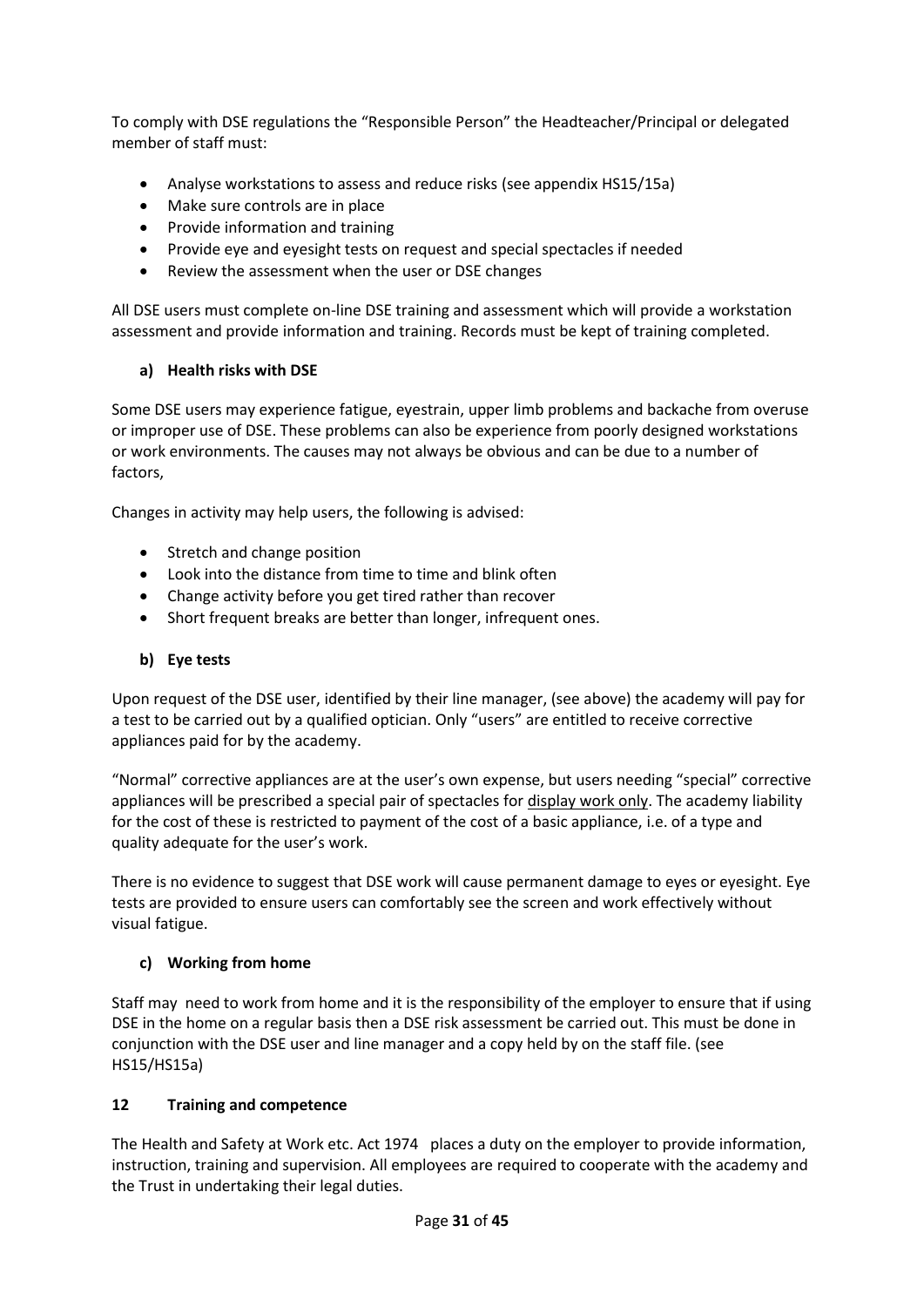To comply with DSE regulations the "Responsible Person" the Headteacher/Principal or delegated member of staff must:

- Analyse workstations to assess and reduce risks (see appendix HS15/15a)
- Make sure controls are in place
- Provide information and training
- Provide eye and eyesight tests on request and special spectacles if needed
- Review the assessment when the user or DSE changes

All DSE users must complete on-line DSE training and assessment which will provide a workstation assessment and provide information and training. Records must be kept of training completed.

#### a) Health risks with DSE

Some DSE users may experience fatigue, eyestrain, upper limb problems and backache from overuse or improper use of DSE. These problems can also be experience from poorly designed workstations or work environments. The causes may not always be obvious and can be due to a number of factors,

Changes in activity may help users, the following is advised:

- Stretch and change position
- Look into the distance from time to time and blink often
- Change activity before you get tired rather than recover
- Short frequent breaks are better than longer, infrequent ones.

#### b) Eye tests

Upon request of the DSE user, identified by their line manager, (see above) the academy will pay for a test to be carried out by a qualified optician. Only "users" are entitled to receive corrective appliances paid for by the academy.

"Normal" corrective appliances are at the user's own expense, but users needing "special" corrective appliances will be prescribed a special pair of spectacles for <u>display work only</u>. The academy liability for the cost of these is restricted to payment of the cost of a basic appliance, i.e. of a type and quality adequate for the user's work.

There is no evidence to suggest that DSE work will cause permanent damage to eyes or eyesight. Eye tests are provided to ensure users can comfortably see the screen and work effectively without visual fatigue.

#### c) Working from home

Staff may need to work from home and it is the responsibility of the employer to ensure that if using DSE in the home on a regular basis then a DSE risk assessment be carried out. This must be done in conjunction with the DSE user and line manager and a copy held by on the staff file. (see HS15/HS15a)

### 12 Training and competence

The Health and Safety at Work etc. Act 1974 places a duty on the employer to provide information, instruction, training and supervision. All employees are required to cooperate with the academy and the Trust in undertaking their legal duties.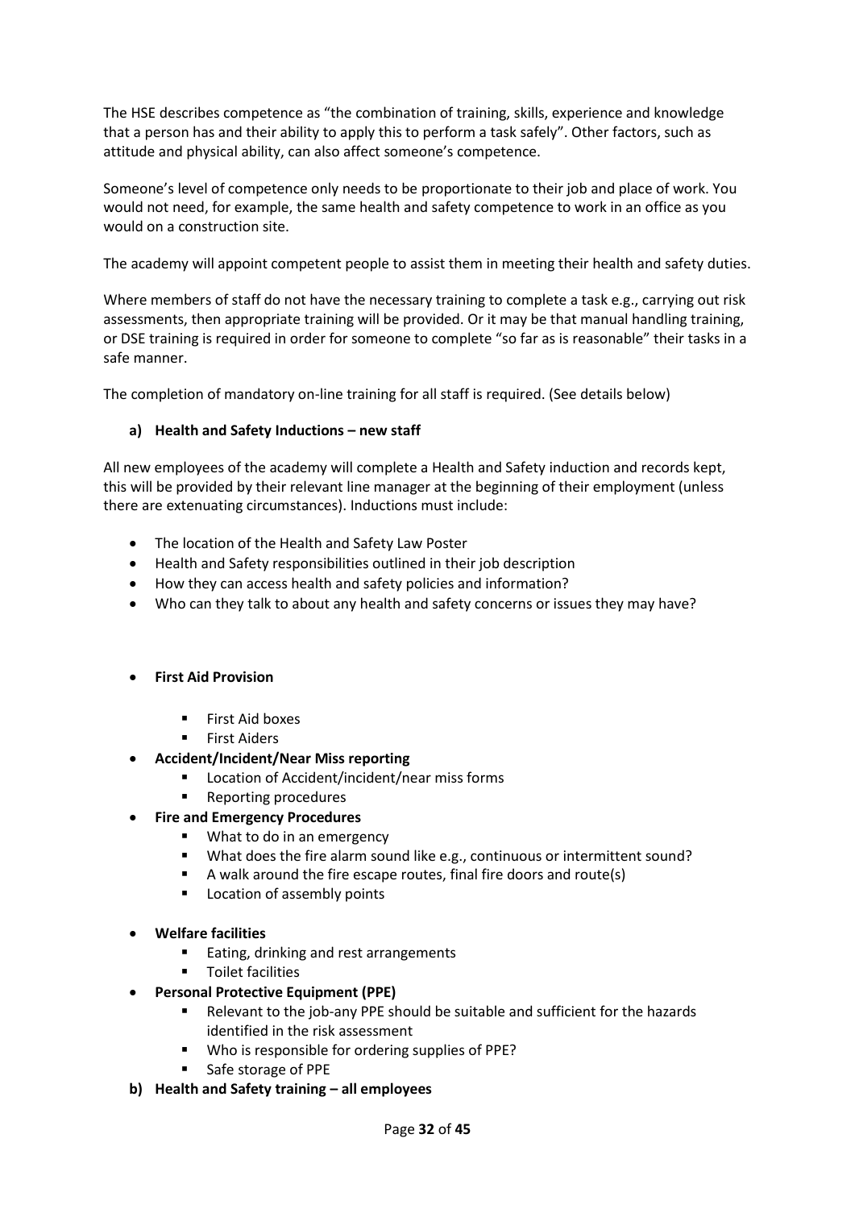The HSE describes competence as "the combination of training, skills, experience and knowledge that a person has and their ability to apply this to perform a task safely". Other factors, such as attitude and physical ability, can also affect someone's competence.

Someone's level of competence only needs to be proportionate to their job and place of work. You would not need, for example, the same health and safety competence to work in an office as you would on a construction site.

The academy will appoint competent people to assist them in meeting their health and safety duties.

Where members of staff do not have the necessary training to complete a task e.g., carrying out risk assessments, then appropriate training will be provided. Or it may be that manual handling training, or DSE training is required in order for someone to complete "so far as is reasonable" their tasks in a safe manner.

The completion of mandatory on-line training for all staff is required. (See details below)

**a) Health and Safety Inductions – new staff**

All new employees of the academy will complete a Health and Safety induction and records kept, this will be provided by their relevant line manager at the beginning of their employment (unless there are extenuating circumstances). Inductions must include:

- The location of the Health and Safety Law Poster
- Health and Safety responsibilities outlined in their job description
- How they can access health and safety policies and information?
- Who can they talk to about any health and safety concerns or issues they may have?

- **First Aid Provision**
  - First Aid boxes
  - First Aiders
- **Accident/Incident/Near Miss reporting**
  - Location of Accident/incident/near miss forms
  - Reporting procedures
- **Fire and Emergency Procedures**
  - What to do in an emergency
  - What does the fire alarm sound like e.g., continuous or intermittent sound?
  - A walk around the fire escape routes, final fire doors and route(s)
  - Location of assembly points
- **Welfare facilities**
  - Eating, drinking and rest arrangements
  - Toilet facilities
- **Personal Protective Equipment (PPE)**
  - Relevant to the job-any PPE should be suitable and sufficient for the hazards identified in the risk assessment
  - Who is responsible for ordering supplies of PPE?
  - Safe storage of PPE

**b) Health and Safety training – all employees**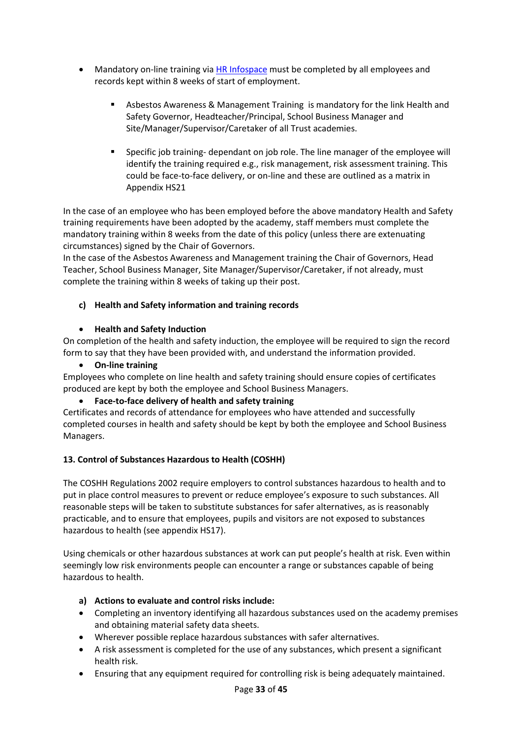- Mandatory on-line training via [HR Infospace]() must be completed by all employees and records kept within 8 weeks of start of employment.
    - Asbestos Awareness & Management Training  is mandatory for the link Health and Safety Governor, Headteacher/Principal, School Business Manager and Site/Manager/Supervisor/Caretaker of all Trust academies.
    - Specific job training- dependant on job role. The line manager of the employee will identify the training required e.g., risk management, risk assessment training. This could be face-to-face delivery, or on-line and these are outlined as a matrix in Appendix HS21

In the case of an employee who has been employed before the above mandatory Health and Safety training requirements have been adopted by the academy, staff members must complete the mandatory training within 8 weeks from the date of this policy (unless there are extenuating circumstances) signed by the Chair of Governors.
In the case of the Asbestos Awareness and Management training the Chair of Governors, Head Teacher, School Business Manager, Site Manager/Supervisor/Caretaker, if not already, must complete the training within 8 weeks of taking up their post.

**c) Health and Safety information and training records**

- **Health and Safety Induction**

On completion of the health and safety induction, the employee will be required to sign the record form to say that they have been provided with, and understand the information provided.

- **On-line training**

Employees who complete on line health and safety training should ensure copies of certificates produced are kept by both the employee and School Business Managers.

- **Face-to-face delivery of health and safety training**

Certificates and records of attendance for employees who have attended and successfully completed courses in health and safety should be kept by both the employee and School Business Managers.

**13. Control of Substances Hazardous to Health (COSHH)**

The COSHH Regulations 2002 require employers to control substances hazardous to health and to put in place control measures to prevent or reduce employee's exposure to such substances. All reasonable steps will be taken to substitute substances for safer alternatives, as is reasonably practicable, and to ensure that employees, pupils and visitors are not exposed to substances hazardous to health (see appendix HS17).

Using chemicals or other hazardous substances at work can put people's health at risk. Even within seemingly low risk environments people can encounter a range or substances capable of being hazardous to health.

**a) Actions to evaluate and control risks include:**

- Completing an inventory identifying all hazardous substances used on the academy premises and obtaining material safety data sheets.
- Wherever possible replace hazardous substances with safer alternatives.
- A risk assessment is completed for the use of any substances, which present a significant health risk.
- Ensuring that any equipment required for controlling risk is being adequately maintained.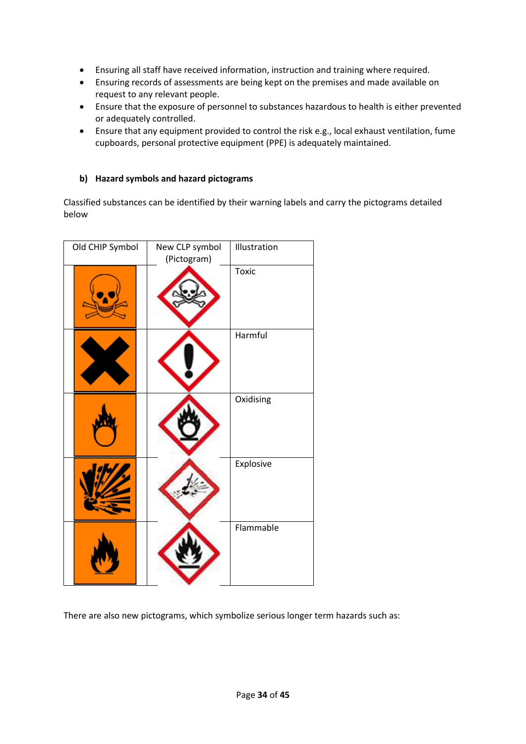- Ensuring all staff have received information, instruction and training where required.
- Ensuring records of assessments are being kept on the premises and made available on request to any relevant people.
- Ensure that the exposure of personnel to substances hazardous to health is either prevented or adequately controlled.
- Ensure that any equipment provided to control the risk e.g., local exhaust ventilation, fume cupboards, personal protective equipment (PPE) is adequately maintained.

#### b) Hazard symbols and hazard pictograms

Classified substances can be identified by their warning labels and carry the pictograms detailed below

| Old CHIP Symbol | New CLP symbol (Pictogram) | Illustration |
|---|---|---|
| | | Toxic |
| | | Harmful |
| | | Oxidising |
| | | Explosive |
| | | Flammable |

There are also new pictograms, which symbolize serious longer term hazards such as: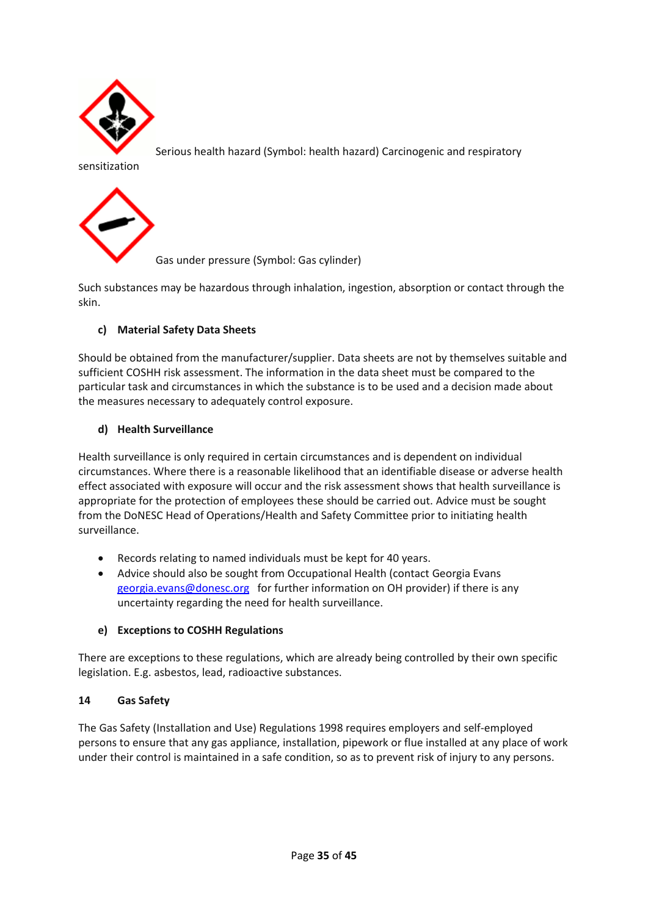Serious health hazard (Symbol: health hazard) Carcinogenic and respiratory sensitization

Gas under pressure (Symbol: Gas cylinder)

Such substances may be hazardous through inhalation, ingestion, absorption or contact through the skin.

**c) Material Safety Data Sheets**

Should be obtained from the manufacturer/supplier. Data sheets are not by themselves suitable and sufficient COSHH risk assessment. The information in the data sheet must be compared to the particular task and circumstances in which the substance is to be used and a decision made about the measures necessary to adequately control exposure.

**d) Health Surveillance**

Health surveillance is only required in certain circumstances and is dependent on individual circumstances. Where there is a reasonable likelihood that an identifiable disease or adverse health effect associated with exposure will occur and the risk assessment shows that health surveillance is appropriate for the protection of employees these should be carried out. Advice must be sought from the DoNESC Head of Operations/Health and Safety Committee prior to initiating health surveillance.

- Records relating to named individuals must be kept for 40 years.
- Advice should also be sought from Occupational Health (contact Georgia Evans georgia.evans@donesc.org for further information on OH provider) if there is any uncertainty regarding the need for health surveillance.

**e) Exceptions to COSHH Regulations**

There are exceptions to these regulations, which are already being controlled by their own specific legislation. E.g. asbestos, lead, radioactive substances.

## 14 Gas Safety

The Gas Safety (Installation and Use) Regulations 1998 requires employers and self-employed persons to ensure that any gas appliance, installation, pipework or flue installed at any place of work under their control is maintained in a safe condition, so as to prevent risk of injury to any persons.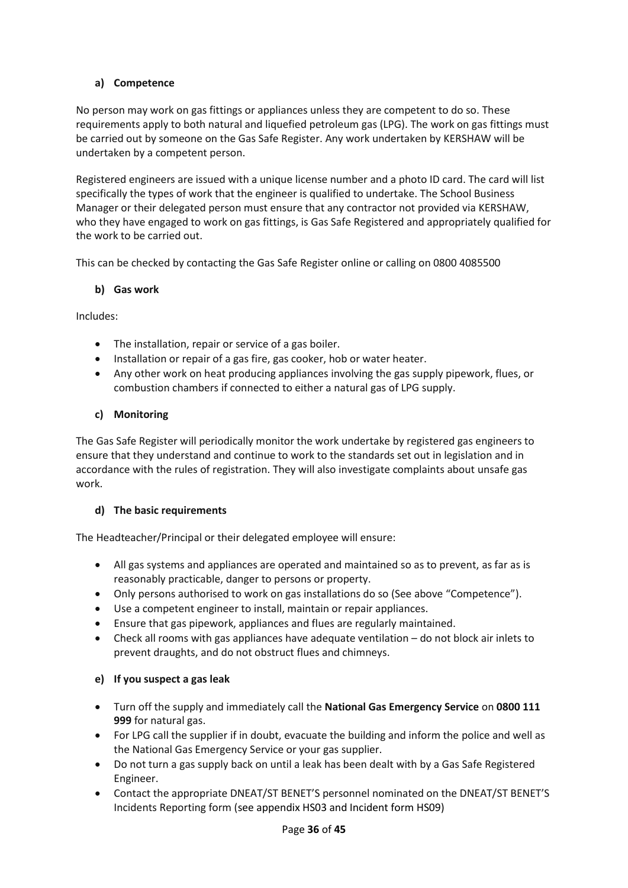#### a) Competence

No person may work on gas fittings or appliances unless they are competent to do so. These requirements apply to both natural and liquefied petroleum gas (LPG). The work on gas fittings must be carried out by someone on the Gas Safe Register. Any work undertaken by KERSHAW will be undertaken by a competent person.

Registered engineers are issued with a unique license number and a photo ID card. The card will list specifically the types of work that the engineer is qualified to undertake. The School Business Manager or their delegated person must ensure that any contractor not provided via KERSHAW, who they have engaged to work on gas fittings, is Gas Safe Registered and appropriately qualified for the work to be carried out.

This can be checked by contacting the Gas Safe Register online or calling on 0800 4085500

#### b) Gas work

Includes:

- The installation, repair or service of a gas boiler.
- Installation or repair of a gas fire, gas cooker, hob or water heater.
- Any other work on heat producing appliances involving the gas supply pipework, flues, or combustion chambers if connected to either a natural gas of LPG supply.

#### c) Monitoring

The Gas Safe Register will periodically monitor the work undertake by registered gas engineers to ensure that they understand and continue to work to the standards set out in legislation and in accordance with the rules of registration. They will also investigate complaints about unsafe gas work.

#### d) The basic requirements

The Headteacher/Principal or their delegated employee will ensure:

- All gas systems and appliances are operated and maintained so as to prevent, as far as is reasonably practicable, danger to persons or property.
- Only persons authorised to work on gas installations do so (See above "Competence").
- Use a competent engineer to install, maintain or repair appliances.
- Ensure that gas pipework, appliances and flues are regularly maintained.
- Check all rooms with gas appliances have adequate ventilation – do not block air inlets to prevent draughts, and do not obstruct flues and chimneys.

#### e) If you suspect a gas leak

- Turn off the supply and immediately call the **National Gas Emergency Service** on **0800 111 999** for natural gas.
- For LPG call the supplier if in doubt, evacuate the building and inform the police and well as the National Gas Emergency Service or your gas supplier.
- Do not turn a gas supply back on until a leak has been dealt with by a Gas Safe Registered Engineer.
- Contact the appropriate DNEAT/ST BENET'S personnel nominated on the DNEAT/ST BENET'S Incidents Reporting form (see appendix HS03 and Incident form HS09)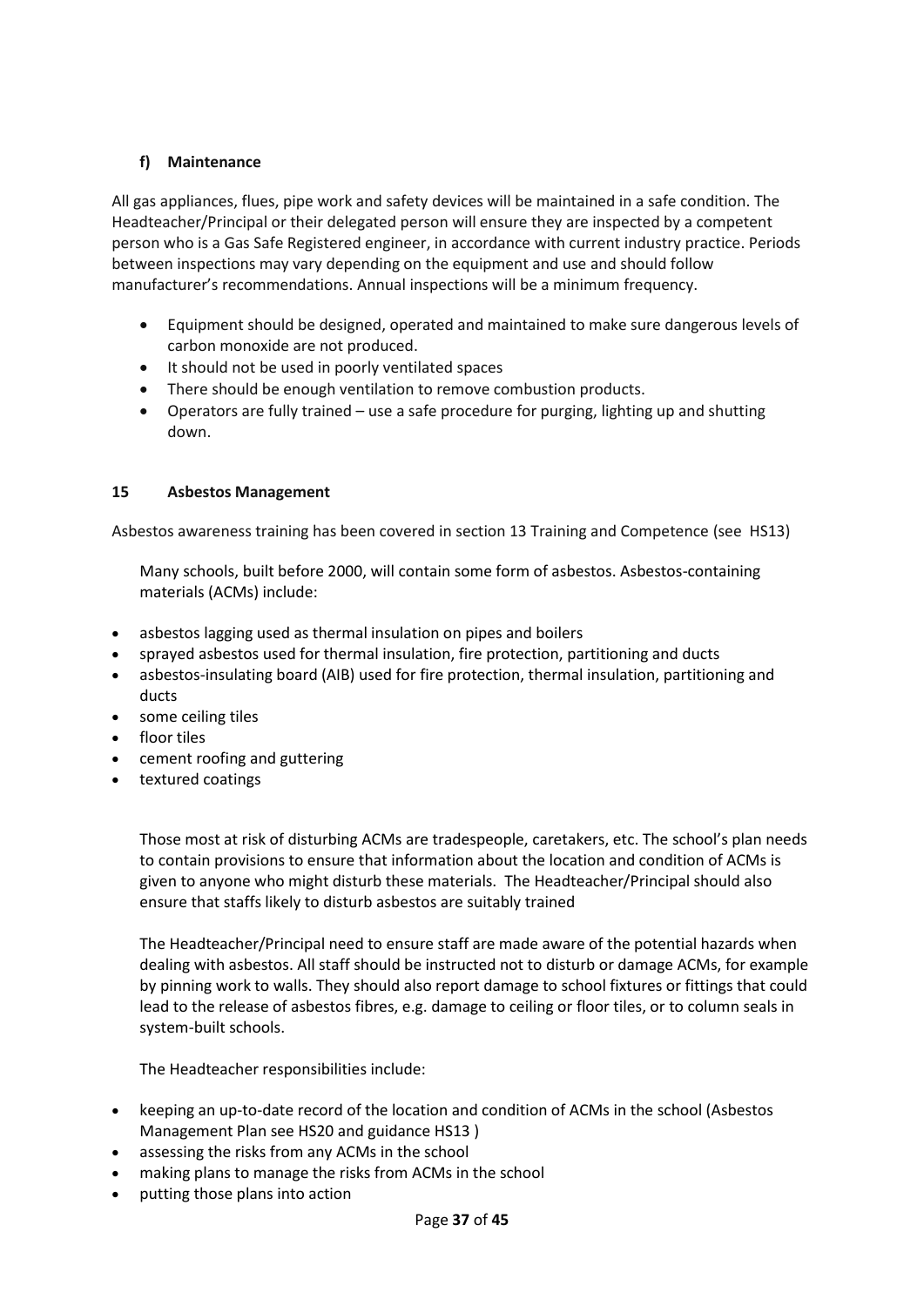### f) Maintenance

All gas appliances, flues, pipe work and safety devices will be maintained in a safe condition. The Headteacher/Principal or their delegated person will ensure they are inspected by a competent person who is a Gas Safe Registered engineer, in accordance with current industry practice. Periods between inspections may vary depending on the equipment and use and should follow manufacturer's recommendations. Annual inspections will be a minimum frequency.

- Equipment should be designed, operated and maintained to make sure dangerous levels of carbon monoxide are not produced.
- It should not be used in poorly ventilated spaces
- There should be enough ventilation to remove combustion products.
- Operators are fully trained – use a safe procedure for purging, lighting up and shutting down.

## 15 Asbestos Management

Asbestos awareness training has been covered in section 13 Training and Competence (see HS13)

Many schools, built before 2000, will contain some form of asbestos. Asbestos-containing materials (ACMs) include:

- asbestos lagging used as thermal insulation on pipes and boilers
- sprayed asbestos used for thermal insulation, fire protection, partitioning and ducts
- asbestos-insulating board (AIB) used for fire protection, thermal insulation, partitioning and ducts
- some ceiling tiles
- floor tiles
- cement roofing and guttering
- textured coatings

Those most at risk of disturbing ACMs are tradespeople, caretakers, etc. The school's plan needs to contain provisions to ensure that information about the location and condition of ACMs is given to anyone who might disturb these materials. The Headteacher/Principal should also ensure that staffs likely to disturb asbestos are suitably trained

The Headteacher/Principal need to ensure staff are made aware of the potential hazards when dealing with asbestos. All staff should be instructed not to disturb or damage ACMs, for example by pinning work to walls. They should also report damage to school fixtures or fittings that could lead to the release of asbestos fibres, e.g. damage to ceiling or floor tiles, or to column seals in system-built schools.

The Headteacher responsibilities include:

- keeping an up-to-date record of the location and condition of ACMs in the school (Asbestos Management Plan see HS20 and guidance HS13 )
- assessing the risks from any ACMs in the school
- making plans to manage the risks from ACMs in the school
- putting those plans into action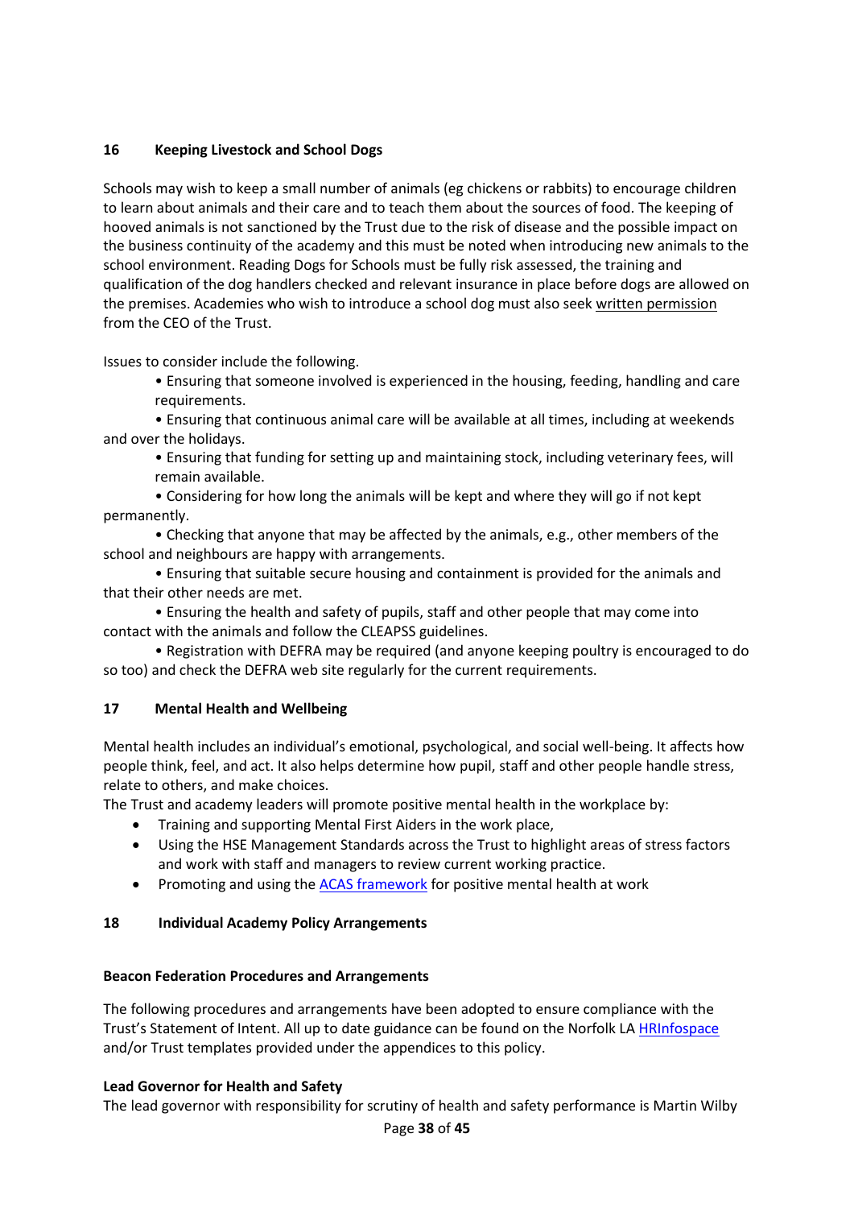## 16 Keeping Livestock and School Dogs

Schools may wish to keep a small number of animals (eg chickens or rabbits) to encourage children to learn about animals and their care and to teach them about the sources of food. The keeping of hooved animals is not sanctioned by the Trust due to the risk of disease and the possible impact on the business continuity of the academy and this must be noted when introducing new animals to the school environment. Reading Dogs for Schools must be fully risk assessed, the training and qualification of the dog handlers checked and relevant insurance in place before dogs are allowed on the premises. Academies who wish to introduce a school dog must also seek written permission from the CEO of the Trust.

Issues to consider include the following.

- Ensuring that someone involved is experienced in the housing, feeding, handling and care requirements.
- Ensuring that continuous animal care will be available at all times, including at weekends and over the holidays.
- Ensuring that funding for setting up and maintaining stock, including veterinary fees, will remain available.
- Considering for how long the animals will be kept and where they will go if not kept permanently.
- Checking that anyone that may be affected by the animals, e.g., other members of the school and neighbours are happy with arrangements.
- Ensuring that suitable secure housing and containment is provided for the animals and that their other needs are met.
- Ensuring the health and safety of pupils, staff and other people that may come into contact with the animals and follow the CLEAPSS guidelines.
- Registration with DEFRA may be required (and anyone keeping poultry is encouraged to do so too) and check the DEFRA web site regularly for the current requirements.

## 17 Mental Health and Wellbeing

Mental health includes an individual's emotional, psychological, and social well-being. It affects how people think, feel, and act. It also helps determine how pupil, staff and other people handle stress, relate to others, and make choices.

The Trust and academy leaders will promote positive mental health in the workplace by:

- Training and supporting Mental First Aiders in the work place,
- Using the HSE Management Standards across the Trust to highlight areas of stress factors and work with staff and managers to review current working practice.
- Promoting and using the ACAS framework for positive mental health at work

## 18 Individual Academy Policy Arrangements

### Beacon Federation Procedures and Arrangements

The following procedures and arrangements have been adopted to ensure compliance with the Trust's Statement of Intent. All up to date guidance can be found on the Norfolk LA HRInfospace and/or Trust templates provided under the appendices to this policy.

### Lead Governor for Health and Safety

The lead governor with responsibility for scrutiny of health and safety performance is Martin Wilby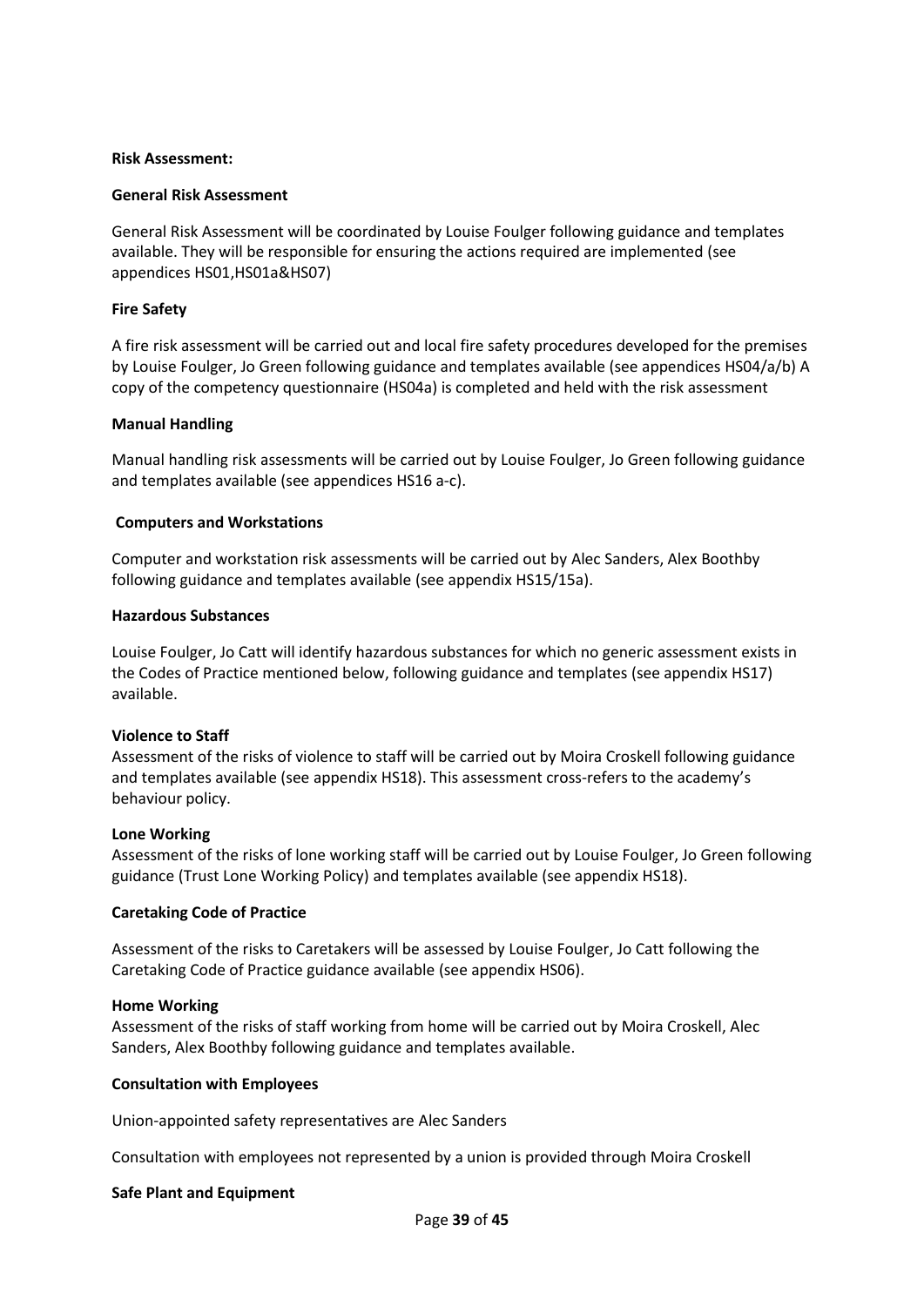**Risk Assessment:**

**General Risk Assessment**

General Risk Assessment will be coordinated by Louise Foulger following guidance and templates available. They will be responsible for ensuring the actions required are implemented (see appendices HS01,HS01a&HS07)

**Fire Safety**

A fire risk assessment will be carried out and local fire safety procedures developed for the premises by Louise Foulger, Jo Green following guidance and templates available (see appendices HS04/a/b) A copy of the competency questionnaire (HS04a) is completed and held with the risk assessment

**Manual Handling**

Manual handling risk assessments will be carried out by Louise Foulger, Jo Green following guidance and templates available (see appendices HS16 a-c).

**Computers and Workstations**

Computer and workstation risk assessments will be carried out by Alec Sanders, Alex Boothby following guidance and templates available (see appendix HS15/15a).

**Hazardous Substances**

Louise Foulger, Jo Catt will identify hazardous substances for which no generic assessment exists in the Codes of Practice mentioned below, following guidance and templates (see appendix HS17) available.

**Violence to Staff**

Assessment of the risks of violence to staff will be carried out by Moira Croskell following guidance and templates available (see appendix HS18). This assessment cross-refers to the academy's behaviour policy.

**Lone Working**

Assessment of the risks of lone working staff will be carried out by Louise Foulger, Jo Green following guidance (Trust Lone Working Policy) and templates available (see appendix HS18).

**Caretaking Code of Practice**

Assessment of the risks to Caretakers will be assessed by Louise Foulger, Jo Catt following the Caretaking Code of Practice guidance available (see appendix HS06).

**Home Working**

Assessment of the risks of staff working from home will be carried out by Moira Croskell, Alec Sanders, Alex Boothby following guidance and templates available.

**Consultation with Employees**

Union-appointed safety representatives are Alec Sanders

Consultation with employees not represented by a union is provided through Moira Croskell

**Safe Plant and Equipment**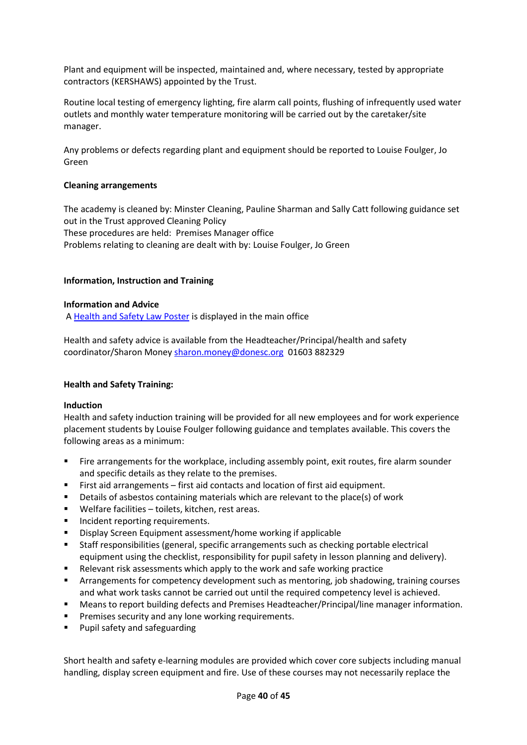Plant and equipment will be inspected, maintained and, where necessary, tested by appropriate contractors (KERSHAWS) appointed by the Trust.

Routine local testing of emergency lighting, fire alarm call points, flushing of infrequently used water outlets and monthly water temperature monitoring will be carried out by the caretaker/site manager.

Any problems or defects regarding plant and equipment should be reported to Louise Foulger, Jo Green

**Cleaning arrangements**

The academy is cleaned by: Minster Cleaning, Pauline Sharman and Sally Catt following guidance set out in the Trust approved Cleaning Policy
These procedures are held: Premises Manager office
Problems relating to cleaning are dealt with by: Louise Foulger, Jo Green

**Information, Instruction and Training**

**Information and Advice**
A [Health and Safety Law Poster] is displayed in the main office

Health and safety advice is available from the Headteacher/Principal/health and safety coordinator/Sharon Money sharon.money@donesc.org 01603 882329

**Health and Safety Training:**

**Induction**
Health and safety induction training will be provided for all new employees and for work experience placement students by Louise Foulger following guidance and templates available. This covers the following areas as a minimum:

- Fire arrangements for the workplace, including assembly point, exit routes, fire alarm sounder and specific details as they relate to the premises.
- First aid arrangements – first aid contacts and location of first aid equipment.
- Details of asbestos containing materials which are relevant to the place(s) of work
- Welfare facilities – toilets, kitchen, rest areas.
- Incident reporting requirements.
- Display Screen Equipment assessment/home working if applicable
- Staff responsibilities (general, specific arrangements such as checking portable electrical equipment using the checklist, responsibility for pupil safety in lesson planning and delivery).
- Relevant risk assessments which apply to the work and safe working practice
- Arrangements for competency development such as mentoring, job shadowing, training courses and what work tasks cannot be carried out until the required competency level is achieved.
- Means to report building defects and Premises Headteacher/Principal/line manager information.
- Premises security and any lone working requirements.
- Pupil safety and safeguarding

Short health and safety e-learning modules are provided which cover core subjects including manual handling, display screen equipment and fire. Use of these courses may not necessarily replace the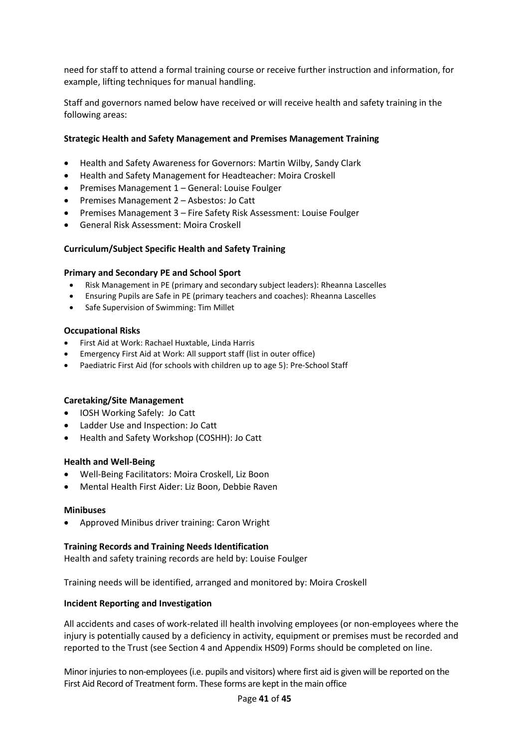need for staff to attend a formal training course or receive further instruction and information, for example, lifting techniques for manual handling.

Staff and governors named below have received or will receive health and safety training in the following areas:

**Strategic Health and Safety Management and Premises Management Training**

- Health and Safety Awareness for Governors: Martin Wilby, Sandy Clark
- Health and Safety Management for Headteacher: Moira Croskell
- Premises Management 1 – General: Louise Foulger
- Premises Management 2 – Asbestos: Jo Catt
- Premises Management 3 – Fire Safety Risk Assessment: Louise Foulger
- General Risk Assessment: Moira Croskell

**Curriculum/Subject Specific Health and Safety Training**

**Primary and Secondary PE and School Sport**

- Risk Management in PE (primary and secondary subject leaders): Rheanna Lascelles
- Ensuring Pupils are Safe in PE (primary teachers and coaches): Rheanna Lascelles
- Safe Supervision of Swimming: Tim Millet

**Occupational Risks**

- First Aid at Work: Rachael Huxtable, Linda Harris
- Emergency First Aid at Work: All support staff (list in outer office)
- Paediatric First Aid (for schools with children up to age 5): Pre-School Staff

**Caretaking/Site Management**

- IOSH Working Safely: Jo Catt
- Ladder Use and Inspection: Jo Catt
- Health and Safety Workshop (COSHH): Jo Catt

**Health and Well-Being**

- Well-Being Facilitators: Moira Croskell, Liz Boon
- Mental Health First Aider: Liz Boon, Debbie Raven

**Minibuses**

- Approved Minibus driver training: Caron Wright

**Training Records and Training Needs Identification**

Health and safety training records are held by: Louise Foulger

Training needs will be identified, arranged and monitored by: Moira Croskell

**Incident Reporting and Investigation**

All accidents and cases of work-related ill health involving employees (or non-employees where the injury is potentially caused by a deficiency in activity, equipment or premises must be recorded and reported to the Trust (see Section 4 and Appendix HS09) Forms should be completed on line.

Minor injuries to non-employees (i.e. pupils and visitors) where first aid is given will be reported on the First Aid Record of Treatment form. These forms are kept in the main office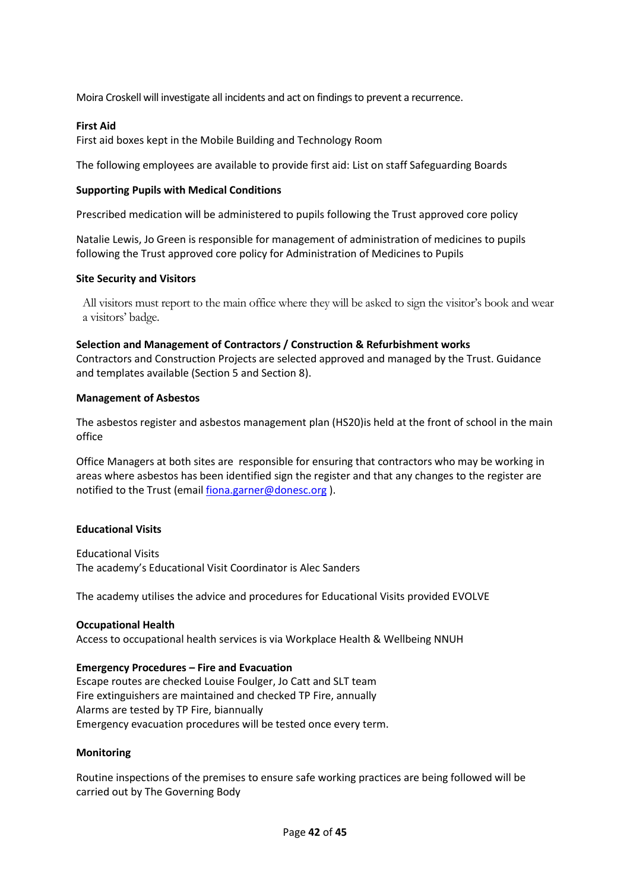Moira Croskell will investigate all incidents and act on findings to prevent a recurrence.

**First Aid**
First aid boxes kept in the Mobile Building and Technology Room

The following employees are available to provide first aid: List on staff Safeguarding Boards

**Supporting Pupils with Medical Conditions**

Prescribed medication will be administered to pupils following the Trust approved core policy

Natalie Lewis, Jo Green is responsible for management of administration of medicines to pupils following the Trust approved core policy for Administration of Medicines to Pupils

**Site Security and Visitors**

All visitors must report to the main office where they will be asked to sign the visitor's book and wear a visitors' badge.

**Selection and Management of Contractors / Construction & Refurbishment works**
Contractors and Construction Projects are selected approved and managed by the Trust. Guidance and templates available (Section 5 and Section 8).

**Management of Asbestos**

The asbestos register and asbestos management plan (HS20)is held at the front of school in the main office

Office Managers at both sites are responsible for ensuring that contractors who may be working in areas where asbestos has been identified sign the register and that any changes to the register are notified to the Trust (email [fiona.garner@donesc.org](mailto:fiona.garner@donesc.org) ).

**Educational Visits**

Educational Visits
The academy's Educational Visit Coordinator is Alec Sanders

The academy utilises the advice and procedures for Educational Visits provided EVOLVE

**Occupational Health**
Access to occupational health services is via Workplace Health & Wellbeing NNUH

**Emergency Procedures – Fire and Evacuation**
Escape routes are checked Louise Foulger, Jo Catt and SLT team
Fire extinguishers are maintained and checked TP Fire, annually
Alarms are tested by TP Fire, biannually
Emergency evacuation procedures will be tested once every term.

**Monitoring**

Routine inspections of the premises to ensure safe working practices are being followed will be carried out by The Governing Body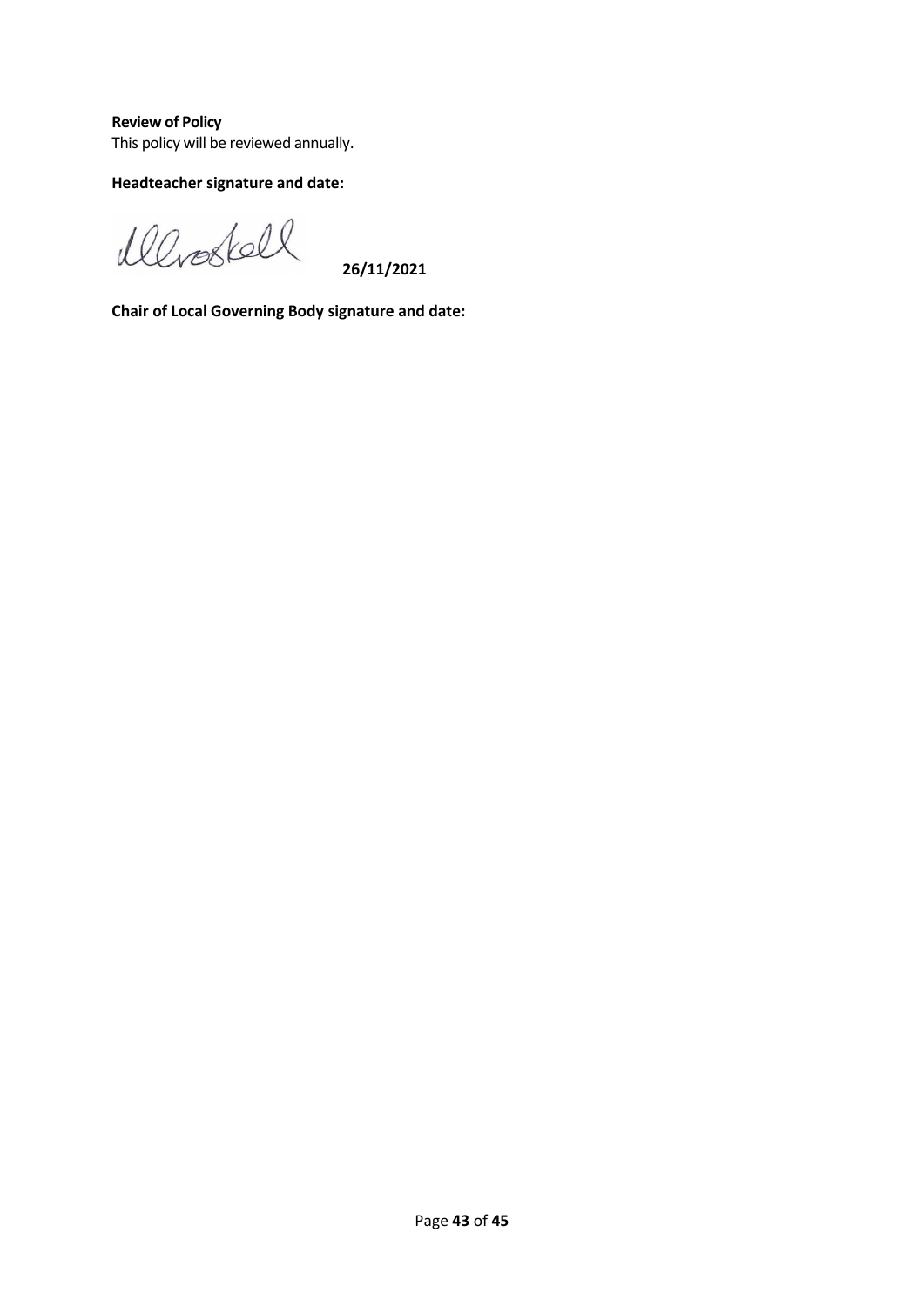**Review of Policy**
This policy will be reviewed annually.

**Headteacher signature and date:**

**26/11/2021**

**Chair of Local Governing Body signature and date:**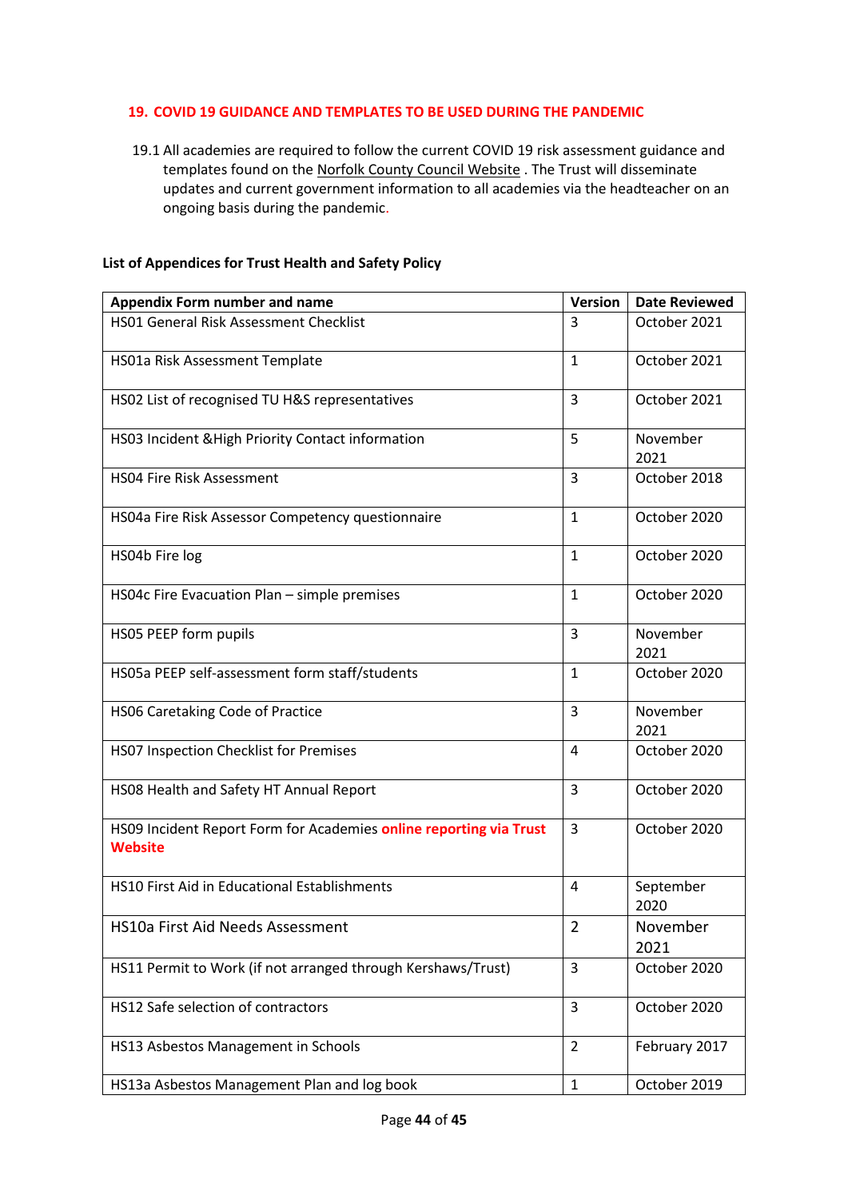## 19. COVID 19 GUIDANCE AND TEMPLATES TO BE USED DURING THE PANDEMIC

19.1 All academies are required to follow the current COVID 19 risk assessment guidance and templates found on the Norfolk County Council Website . The Trust will disseminate updates and current government information to all academies via the headteacher on an ongoing basis during the pandemic.

**List of Appendices for Trust Health and Safety Policy**

| Appendix Form number and name | Version | Date Reviewed |
|---|---|---|
| HS01 General Risk Assessment Checklist | 3 | October 2021 |
| HS01a Risk Assessment Template | 1 | October 2021 |
| HS02 List of recognised TU H&S representatives | 3 | October 2021 |
| HS03 Incident &High Priority Contact information | 5 | November 2021 |
| HS04 Fire Risk Assessment | 3 | October 2018 |
| HS04a Fire Risk Assessor Competency questionnaire | 1 | October 2020 |
| HS04b Fire log | 1 | October 2020 |
| HS04c Fire Evacuation Plan – simple premises | 1 | October 2020 |
| HS05 PEEP form pupils | 3 | November 2021 |
| HS05a PEEP self-assessment form staff/students | 1 | October 2020 |
| HS06 Caretaking Code of Practice | 3 | November 2021 |
| HS07 Inspection Checklist for Premises | 4 | October 2020 |
| HS08 Health and Safety HT Annual Report | 3 | October 2020 |
| HS09 Incident Report Form for Academies **online reporting via Trust Website** | 3 | October 2020 |
| HS10 First Aid in Educational Establishments | 4 | September 2020 |
| HS10a First Aid Needs Assessment | 2 | November 2021 |
| HS11 Permit to Work (if not arranged through Kershaws/Trust) | 3 | October 2020 |
| HS12 Safe selection of contractors | 3 | October 2020 |
| HS13 Asbestos Management in Schools | 2 | February 2017 |
| HS13a Asbestos Management Plan and log book | 1 | October 2019 |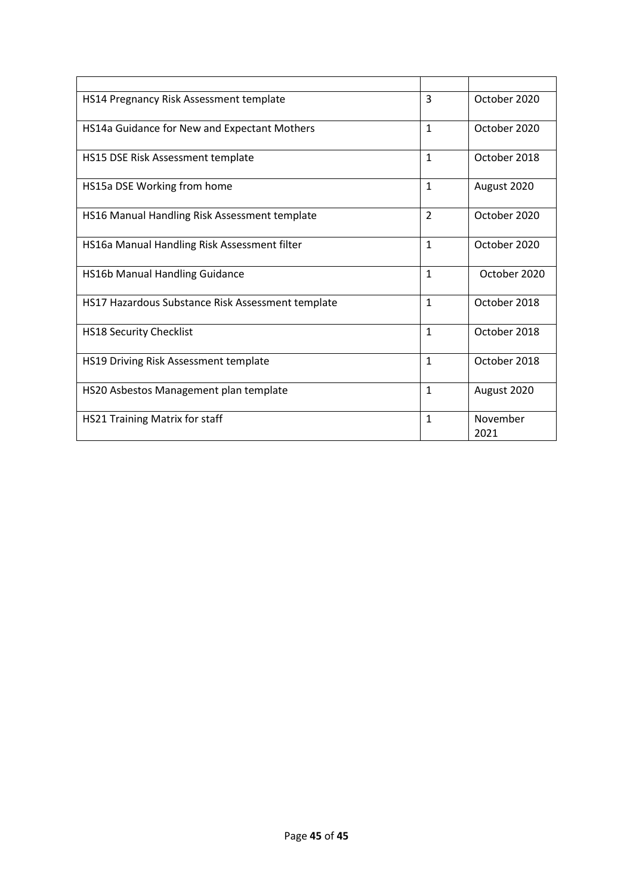| | | |
|---|---|---|
| HS14 Pregnancy Risk Assessment template | 3 | October 2020 |
| HS14a Guidance for New and Expectant Mothers | 1 | October 2020 |
| HS15 DSE Risk Assessment template | 1 | October 2018 |
| HS15a DSE Working from home | 1 | August 2020 |
| HS16 Manual Handling Risk Assessment template | 2 | October 2020 |
| HS16a Manual Handling Risk Assessment filter | 1 | October 2020 |
| HS16b Manual Handling Guidance | 1 | October 2020 |
| HS17 Hazardous Substance Risk Assessment template | 1 | October 2018 |
| HS18 Security Checklist | 1 | October 2018 |
| HS19 Driving Risk Assessment template | 1 | October 2018 |
| HS20 Asbestos Management plan template | 1 | August 2020 |
| HS21 Training Matrix for staff | 1 | November 2021 |